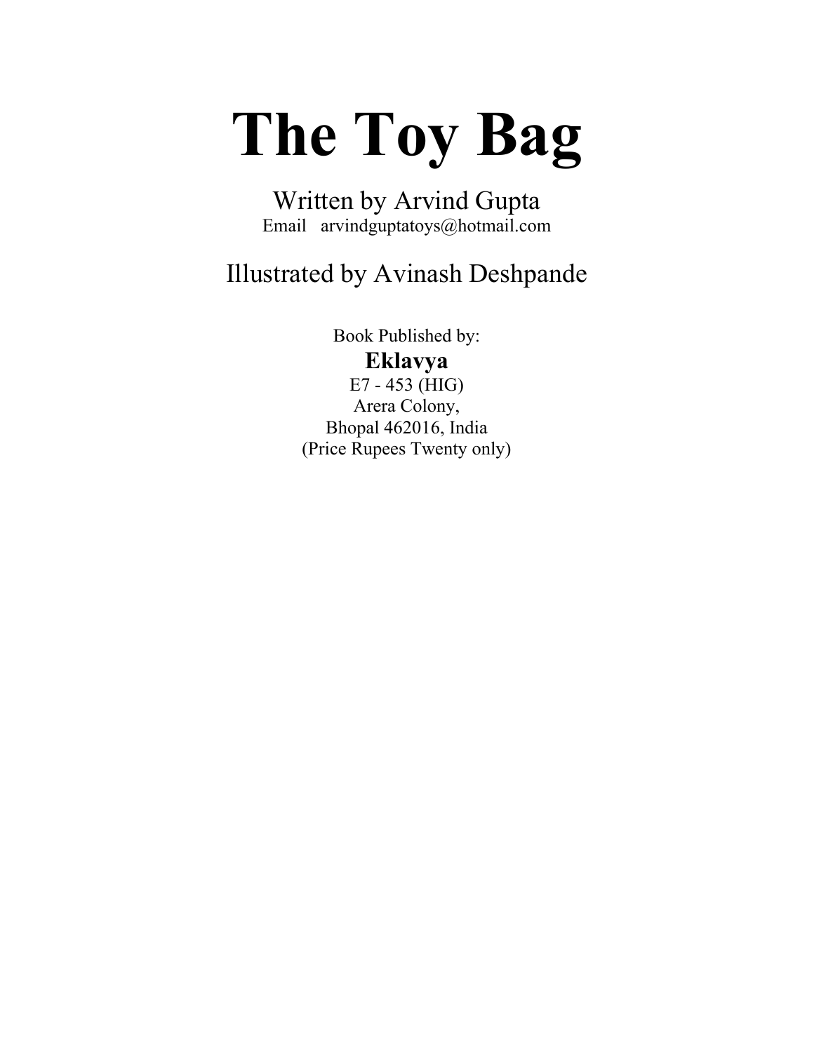# The Toy Bag

Written by Arvind Gupta

Email arvindguptatoys@hotmail.com

Illustrated by Avinash Deshpande

Book Published by:

**Eklavya**

E7 - 453 (HIG)

Arera Colony,

Bhopal 462016, India

(Price Rupees Twenty only)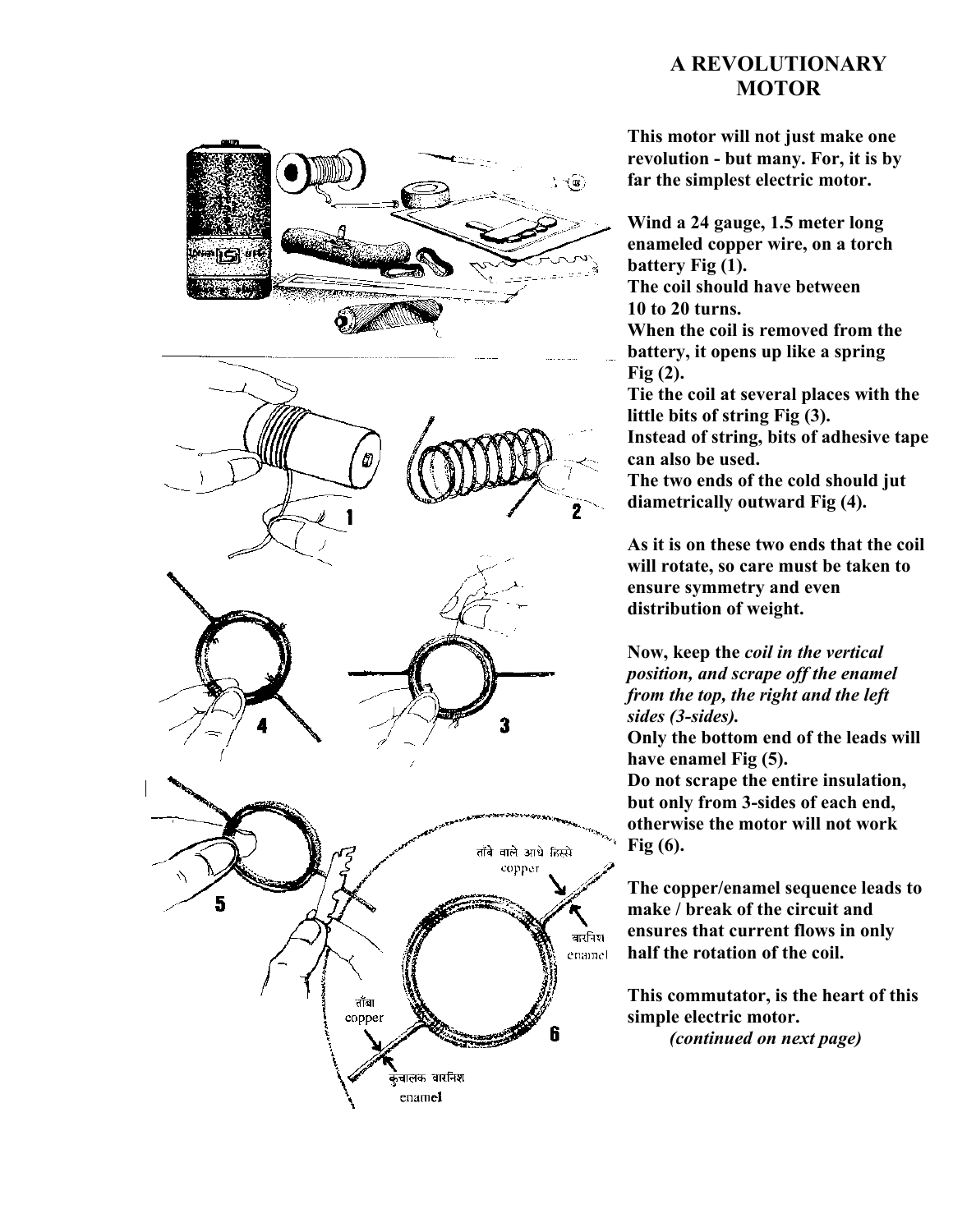# A REVOLUTIONARY MOTOR

**This motor will not just make one revolution - but many. For, it is by far the simplest electric motor.**

**Wind a 24 gauge, 1.5 meter long enameled copper wire, on a torch battery Fig (1).**
**The coil should have between 10 to 20 turns.**
**When the coil is removed from the battery, it opens up like a spring Fig (2).**
**Tie the coil at several places with the little bits of string Fig (3).**
**Instead of string, bits of adhesive tape can also be used.**
**The two ends of the cold should jut diametrically outward Fig (4).**

**As it is on these two ends that the coil will rotate, so care must be taken to ensure symmetry and even distribution of weight.**

**Now, keep the *coil in the vertical position, and scrape off the enamel from the top, the right and the left sides (3-sides).***
**Only the bottom end of the leads will have enamel Fig (5).**
**Do not scrape the entire insulation, but only from 3-sides of each end, otherwise the motor will not work Fig (6).**

**The copper/enamel sequence leads to make / break of the circuit and ensures that current flows in only half the rotation of the coil.**

**This commutator, is the heart of this simple electric motor.**
***(continued on next page)***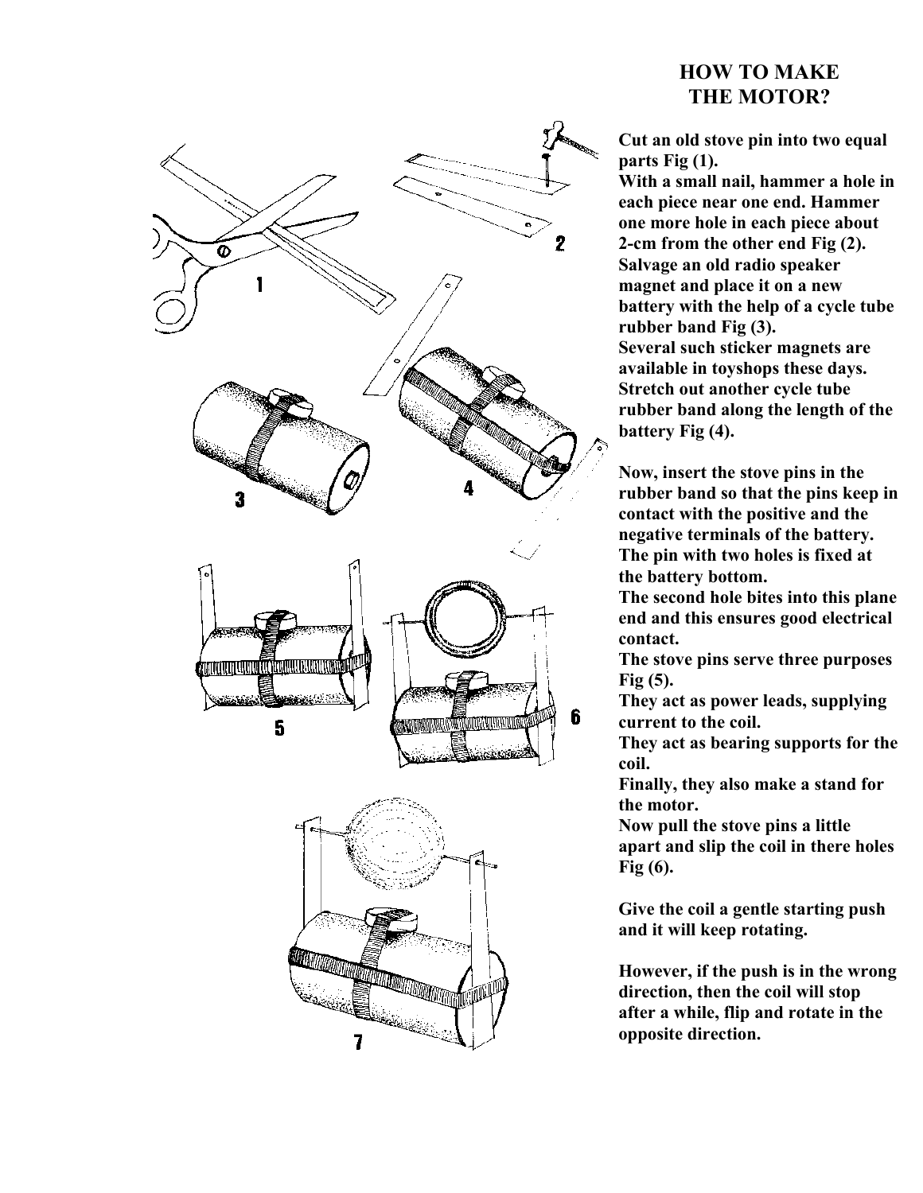## HOW TO MAKE THE MOTOR?

**Cut an old stove pin into two equal parts Fig (1).**
**With a small nail, hammer a hole in each piece near one end. Hammer one more hole in each piece about 2-cm from the other end Fig (2).**
**Salvage an old radio speaker magnet and place it on a new battery with the help of a cycle tube rubber band Fig (3).**
**Several such sticker magnets are available in toyshops these days.**
**Stretch out another cycle tube rubber band along the length of the battery Fig (4).**

**Now, insert the stove pins in the rubber band so that the pins keep in contact with the positive and the negative terminals of the battery.**
**The pin with two holes is fixed at the battery bottom.**
**The second hole bites into this plane end and this ensures good electrical contact.**
**The stove pins serve three purposes Fig (5).**
**They act as power leads, supplying current to the coil.**
**They act as bearing supports for the coil.**
**Finally, they also make a stand for the motor.**
**Now pull the stove pins a little apart and slip the coil in there holes Fig (6).**

**Give the coil a gentle starting push and it will keep rotating.**

**However, if the push is in the wrong direction, then the coil will stop after a while, flip and rotate in the opposite direction.**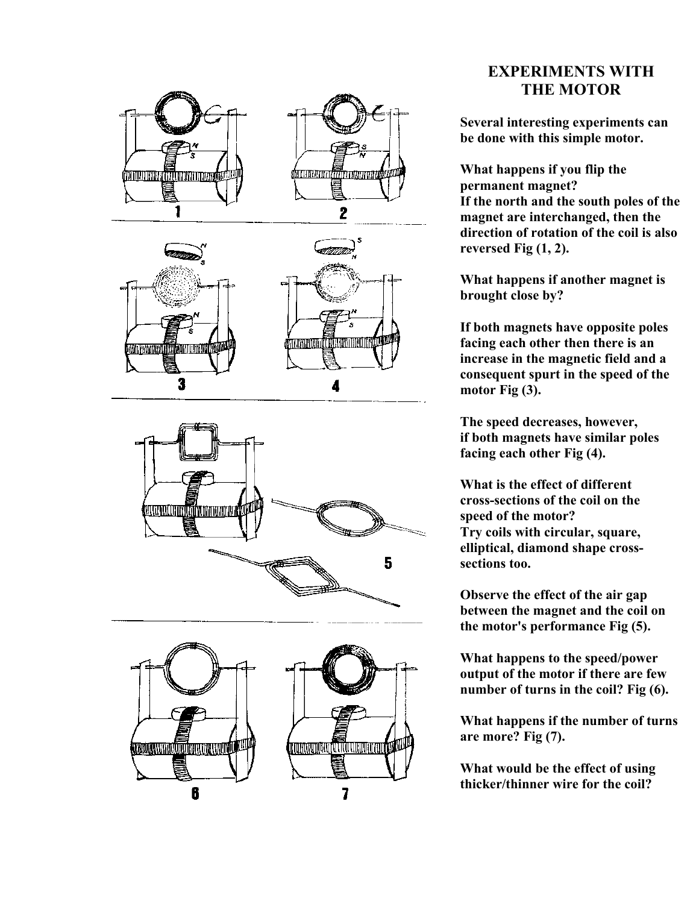## EXPERIMENTS WITH THE MOTOR

**Several interesting experiments can be done with this simple motor.**

**What happens if you flip the permanent magnet?**
**If the north and the south poles of the magnet are interchanged, then the direction of rotation of the coil is also reversed Fig (1, 2).**

**What happens if another magnet is brought close by?**

**If both magnets have opposite poles facing each other then there is an increase in the magnetic field and a consequent spurt in the speed of the motor Fig (3).**

**The speed decreases, however, if both magnets have similar poles facing each other Fig (4).**

**What is the effect of different cross-sections of the coil on the speed of the motor?**
**Try coils with circular, square, elliptical, diamond shape cross-sections too.**

**Observe the effect of the air gap between the magnet and the coil on the motor's performance Fig (5).**

**What happens to the speed/power output of the motor if there are few number of turns in the coil? Fig (6).**

**What happens if the number of turns are more? Fig (7).**

**What would be the effect of using thicker/thinner wire for the coil?**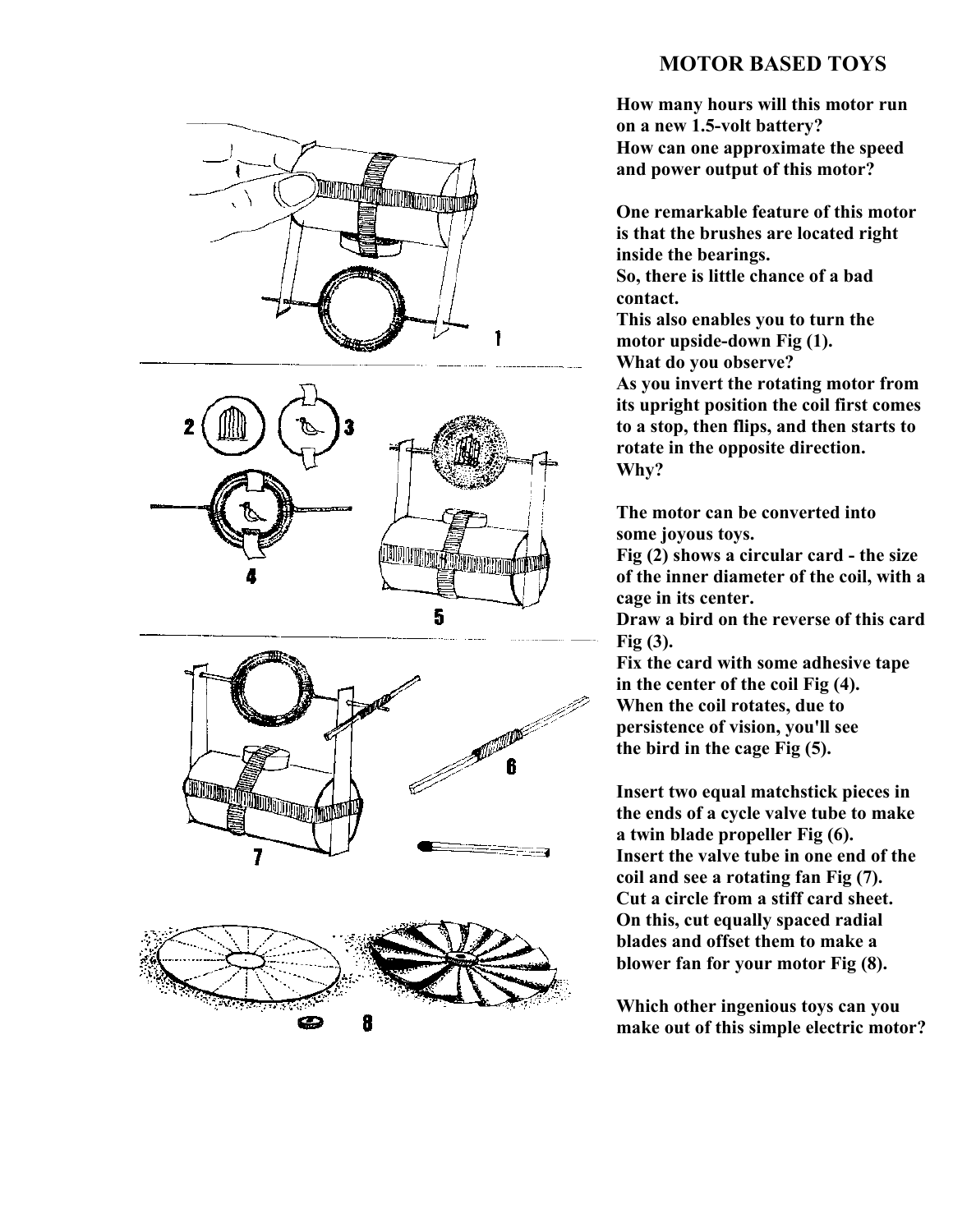## MOTOR BASED TOYS

How many hours will this motor run on a new 1.5-volt battery?
How can one approximate the speed and power output of this motor?

One remarkable feature of this motor is that the brushes are located right inside the bearings.
So, there is little chance of a bad contact.
This also enables you to turn the motor upside-down Fig (1).
What do you observe?
As you invert the rotating motor from its upright position the coil first comes to a stop, then flips, and then starts to rotate in the opposite direction.
Why?

The motor can be converted into some joyous toys.
Fig (2) shows a circular card - the size of the inner diameter of the coil, with a cage in its center.
Draw a bird on the reverse of this card Fig (3).
Fix the card with some adhesive tape in the center of the coil Fig (4).
When the coil rotates, due to persistence of vision, you'll see the bird in the cage Fig (5).

Insert two equal matchstick pieces in the ends of a cycle valve tube to make a twin blade propeller Fig (6).
Insert the valve tube in one end of the coil and see a rotating fan Fig (7).
Cut a circle from a stiff card sheet.
On this, cut equally spaced radial blades and offset them to make a blower fan for your motor Fig (8).

Which other ingenious toys can you make out of this simple electric motor?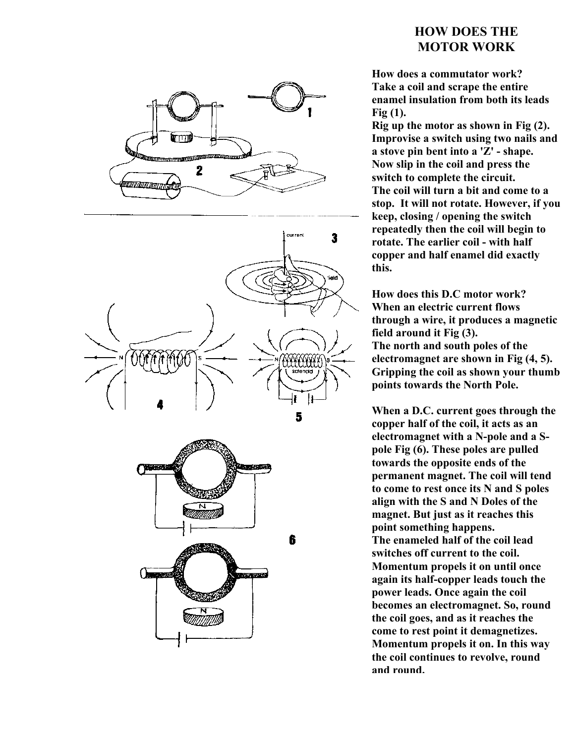# HOW DOES THE MOTOR WORK

**How does a commutator work?**
**Take a coil and scrape the entire enamel insulation from both its leads Fig (1).**
**Rig up the motor as shown in Fig (2). Improvise a switch using two nails and a stove pin bent into a 'Z' - shape. Now slip in the coil and press the switch to complete the circuit.**
**The coil will turn a bit and come to a stop. It will not rotate. However, if you keep, closing / opening the switch repeatedly then the coil will begin to rotate. The earlier coil - with half copper and half enamel did exactly this.**

**How does this D.C motor work?**
**When an electric current flows through a wire, it produces a magnetic field around it Fig (3).**
**The north and south poles of the electromagnet are shown in Fig (4, 5). Gripping the coil as shown your thumb points towards the North Pole.**

**When a D.C. current goes through the copper half of the coil, it acts as an electromagnet with a N-pole and a S-pole Fig (6). These poles are pulled towards the opposite ends of the permanent magnet. The coil will tend to come to rest once its N and S poles align with the S and N Doles of the magnet. But just as it reaches this point something happens.**
**The enameled half of the coil lead switches off current to the coil. Momentum propels it on until once again its half-copper leads touch the power leads. Once again the coil becomes an electromagnet. So, round the coil goes, and as it reaches the come to rest point it demagnetizes. Momentum propels it on. In this way the coil continues to revolve, round and round.**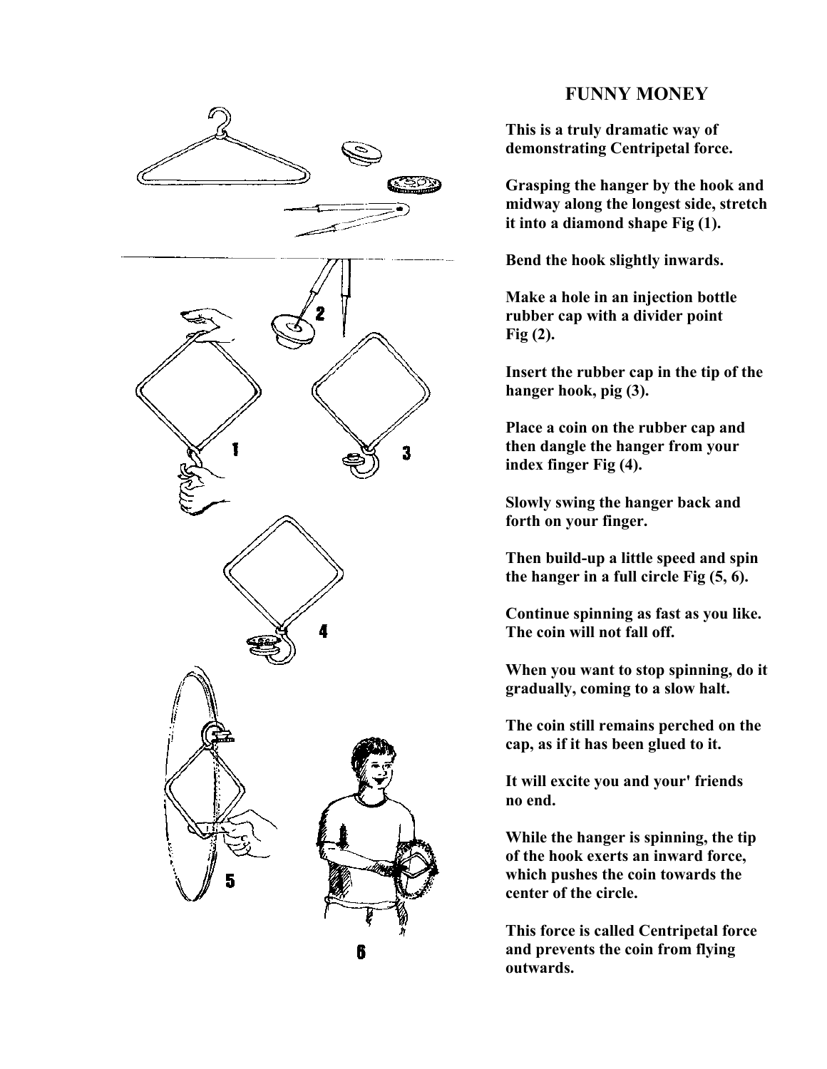# FUNNY MONEY

**This is a truly dramatic way of demonstrating Centripetal force.**

**Grasping the hanger by the hook and midway along the longest side, stretch it into a diamond shape Fig (1).**

**Bend the hook slightly inwards.**

**Make a hole in an injection bottle rubber cap with a divider point Fig (2).**

**Insert the rubber cap in the tip of the hanger hook, pig (3).**

**Place a coin on the rubber cap and then dangle the hanger from your index finger Fig (4).**

**Slowly swing the hanger back and forth on your finger.**

**Then build-up a little speed and spin the hanger in a full circle Fig (5, 6).**

**Continue spinning as fast as you like. The coin will not fall off.**

**When you want to stop spinning, do it gradually, coming to a slow halt.**

**The coin still remains perched on the cap, as if it has been glued to it.**

**It will excite you and your' friends no end.**

**While the hanger is spinning, the tip of the hook exerts an inward force, which pushes the coin towards the center of the circle.**

**This force is called Centripetal force and prevents the coin from flying outwards.**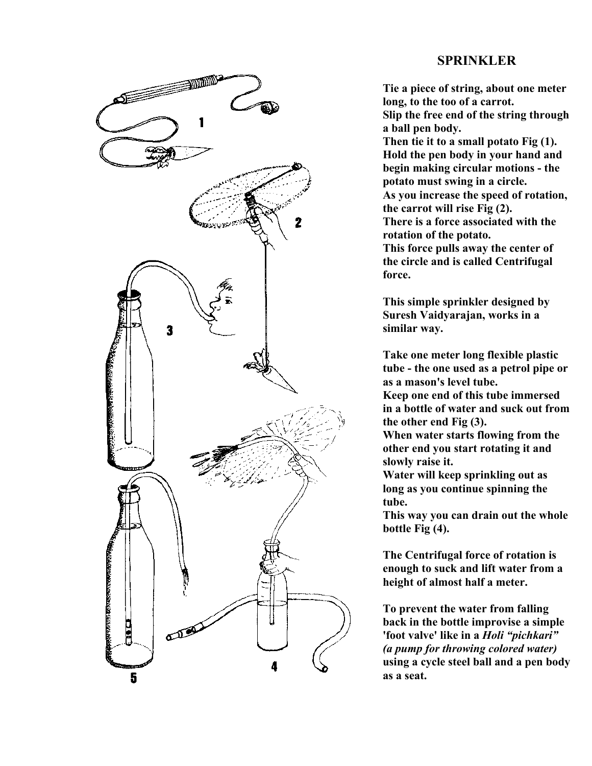## SPRINKLER

**Tie a piece of string, about one meter long, to the too of a carrot.**
**Slip the free end of the string through a ball pen body.**
**Then tie it to a small potato Fig (1).**
**Hold the pen body in your hand and begin making circular motions - the potato must swing in a circle.**
**As you increase the speed of rotation, the carrot will rise Fig (2).**
**There is a force associated with the rotation of the potato.**
**This force pulls away the center of the circle and is called Centrifugal force.**

**This simple sprinkler designed by Suresh Vaidyarajan, works in a similar way.**

**Take one meter long flexible plastic tube - the one used as a petrol pipe or as a mason's level tube.**
**Keep one end of this tube immersed in a bottle of water and suck out from the other end Fig (3).**
**When water starts flowing from the other end you start rotating it and slowly raise it.**
**Water will keep sprinkling out as long as you continue spinning the tube.**
**This way you can drain out the whole bottle Fig (4).**

**The Centrifugal force of rotation is enough to suck and lift water from a height of almost half a meter.**

**To prevent the water from falling back in the bottle improvise a simple 'foot valve' like in a *Holi "pichkari" (a pump for throwing colored water)* using a cycle steel ball and a pen body as a seat.**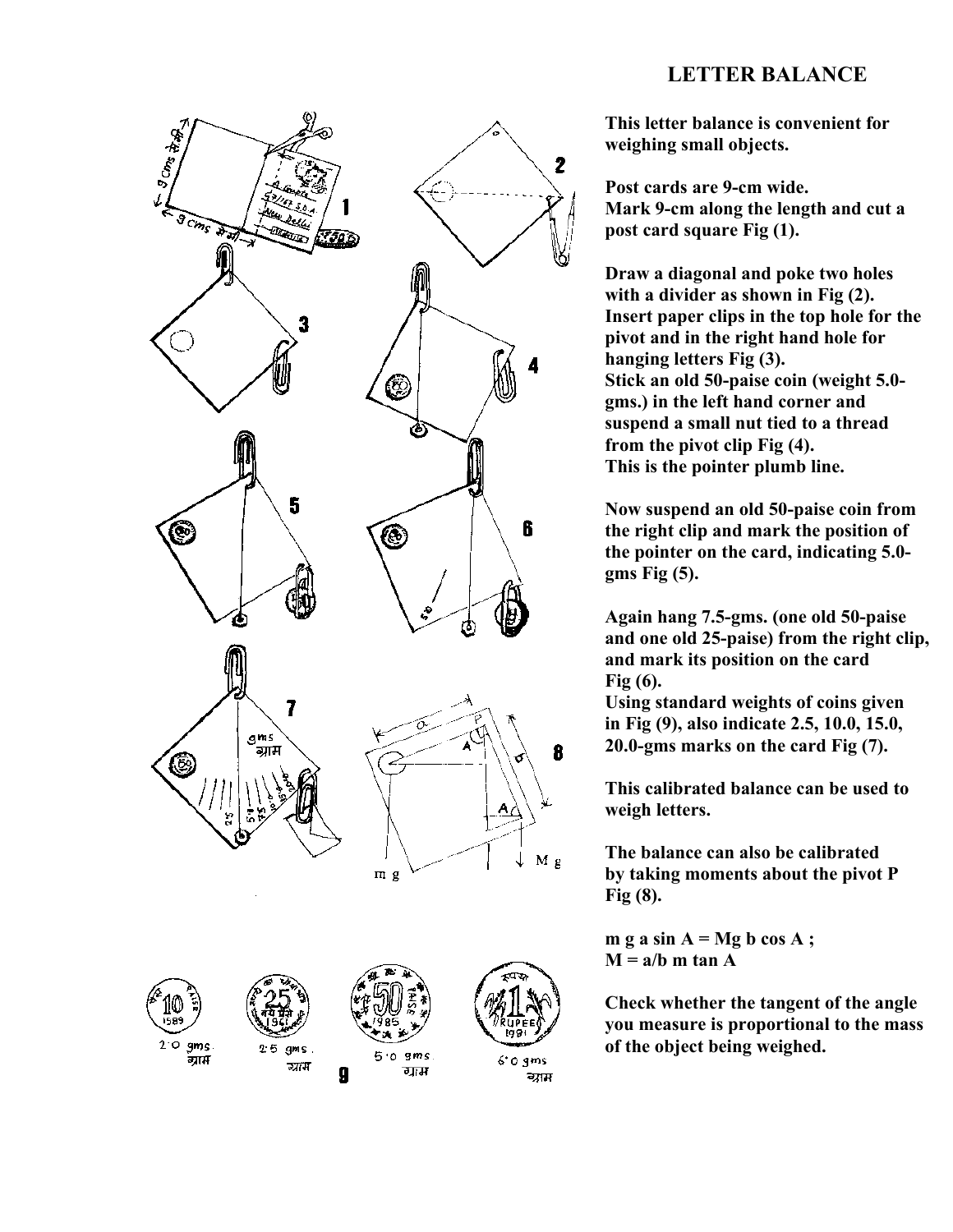# LETTER BALANCE

**This letter balance is convenient for weighing small objects.**

**Post cards are 9-cm wide. Mark 9-cm along the length and cut a post card square Fig (1).**

**Draw a diagonal and poke two holes with a divider as shown in Fig (2). Insert paper clips in the top hole for the pivot and in the right hand hole for hanging letters Fig (3). Stick an old 50-paise coin (weight 5.0-gms.) in the left hand corner and suspend a small nut tied to a thread from the pivot clip Fig (4). This is the pointer plumb line.**

**Now suspend an old 50-paise coin from the right clip and mark the position of the pointer on the card, indicating 5.0-gms Fig (5).**

**Again hang 7.5-gms. (one old 50-paise and one old 25-paise) from the right clip, and mark its position on the card Fig (6). Using standard weights of coins given in Fig (9), also indicate 2.5, 10.0, 15.0, 20.0-gms marks on the card Fig (7).**

**This calibrated balance can be used to weigh letters.**

**The balance can also be calibrated by taking moments about the pivot P Fig (8).**

**$m\,g\,a\sin A = M g\,b\cos A$ ;**
**$M = a/b\; m\tan A$**

**Check whether the tangent of the angle you measure is proportional to the mass of the object being weighed.**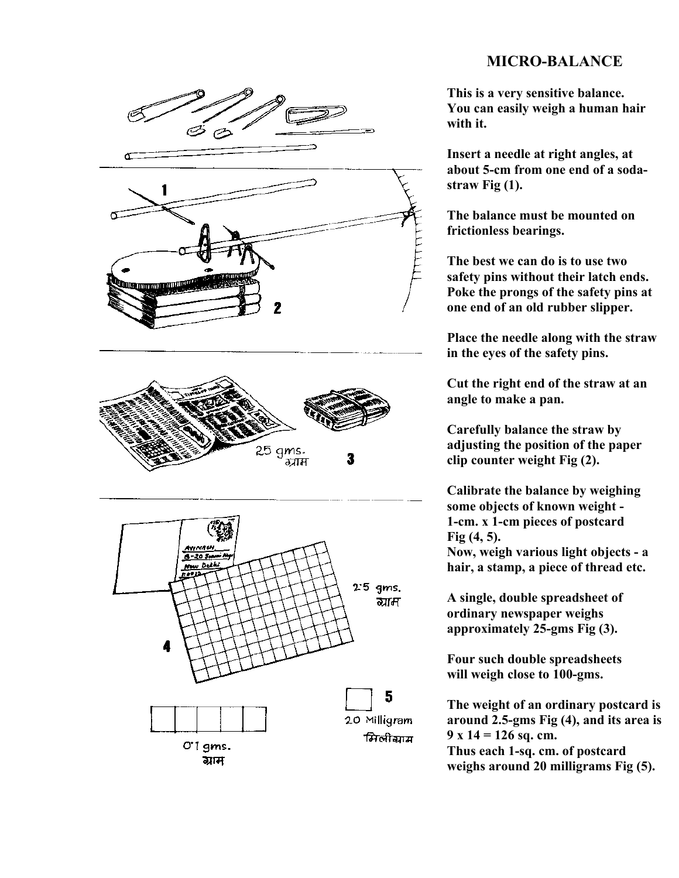# MICRO-BALANCE

**This is a very sensitive balance. You can easily weigh a human hair with it.**

**Insert a needle at right angles, at about 5-cm from one end of a soda-straw Fig (1).**

**The balance must be mounted on frictionless bearings.**

**The best we can do is to use two safety pins without their latch ends. Poke the prongs of the safety pins at one end of an old rubber slipper.**

**Place the needle along with the straw in the eyes of the safety pins.**

**Cut the right end of the straw at an angle to make a pan.**

**Carefully balance the straw by adjusting the position of the paper clip counter weight Fig (2).**

**Calibrate the balance by weighing some objects of known weight - 1-cm. x 1-cm pieces of postcard Fig (4, 5).**
**Now, weigh various light objects - a hair, a stamp, a piece of thread etc.**

**A single, double spreadsheet of ordinary newspaper weighs approximately 25-gms Fig (3).**

**Four such double spreadsheets will weigh close to 100-gms.**

**The weight of an ordinary postcard is around 2.5-gms Fig (4), and its area is 9 x 14 = 126 sq. cm.**
**Thus each 1-sq. cm. of postcard weighs around 20 milligrams Fig (5).**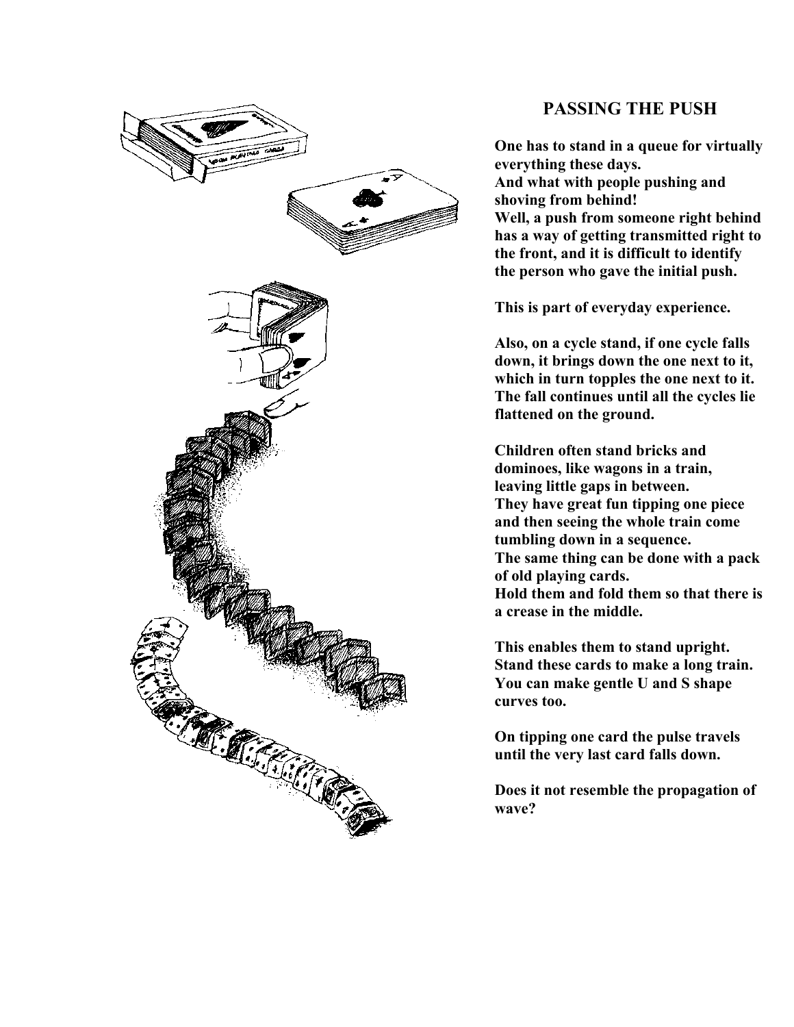## PASSING THE PUSH

One has to stand in a queue for virtually everything these days.
And what with people pushing and shoving from behind!
Well, a push from someone right behind has a way of getting transmitted right to the front, and it is difficult to identify the person who gave the initial push.

This is part of everyday experience.

Also, on a cycle stand, if one cycle falls down, it brings down the one next to it, which in turn topples the one next to it. The fall continues until all the cycles lie flattened on the ground.

Children often stand bricks and dominoes, like wagons in a train, leaving little gaps in between.
They have great fun tipping one piece and then seeing the whole train come tumbling down in a sequence.
The same thing can be done with a pack of old playing cards.
Hold them and fold them so that there is a crease in the middle.

This enables them to stand upright.
Stand these cards to make a long train.
You can make gentle U and S shape curves too.

On tipping one card the pulse travels until the very last card falls down.

Does it not resemble the propagation of wave?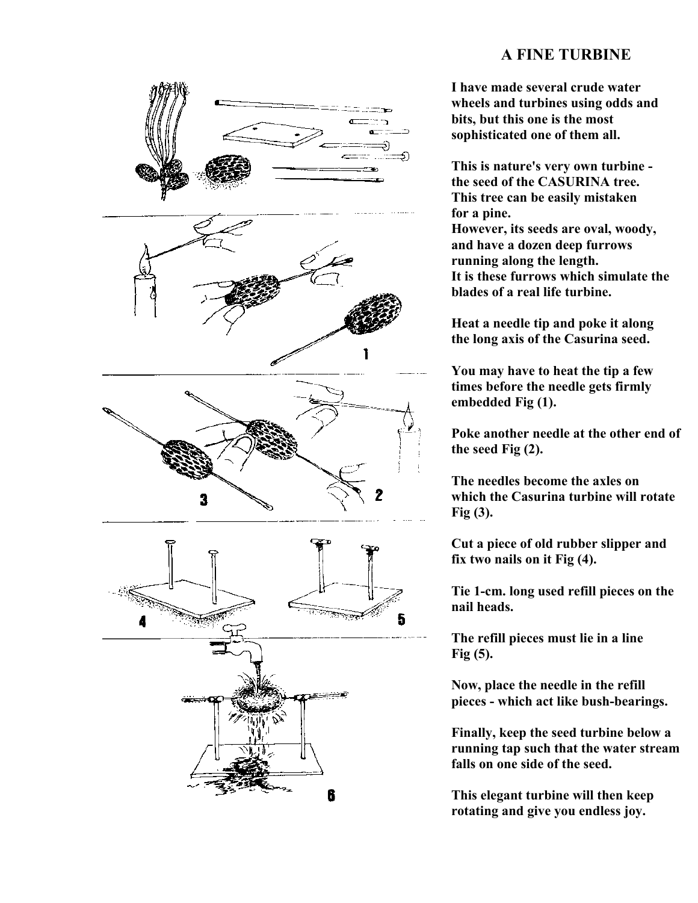# A FINE TURBINE

**I have made several crude water wheels and turbines using odds and bits, but this one is the most sophisticated one of them all.**

**This is nature's very own turbine - the seed of the CASURINA tree. This tree can be easily mistaken for a pine. However, its seeds are oval, woody, and have a dozen deep furrows running along the length. It is these furrows which simulate the blades of a real life turbine.**

**Heat a needle tip and poke it along the long axis of the Casurina seed.**

**You may have to heat the tip a few times before the needle gets firmly embedded Fig (1).**

**Poke another needle at the other end of the seed Fig (2).**

**The needles become the axles on which the Casurina turbine will rotate Fig (3).**

**Cut a piece of old rubber slipper and fix two nails on it Fig (4).**

**Tie 1-cm. long used refill pieces on the nail heads.**

**The refill pieces must lie in a line Fig (5).**

**Now, place the needle in the refill pieces - which act like bush-bearings.**

**Finally, keep the seed turbine below a running tap such that the water stream falls on one side of the seed.**

**This elegant turbine will then keep rotating and give you endless joy.**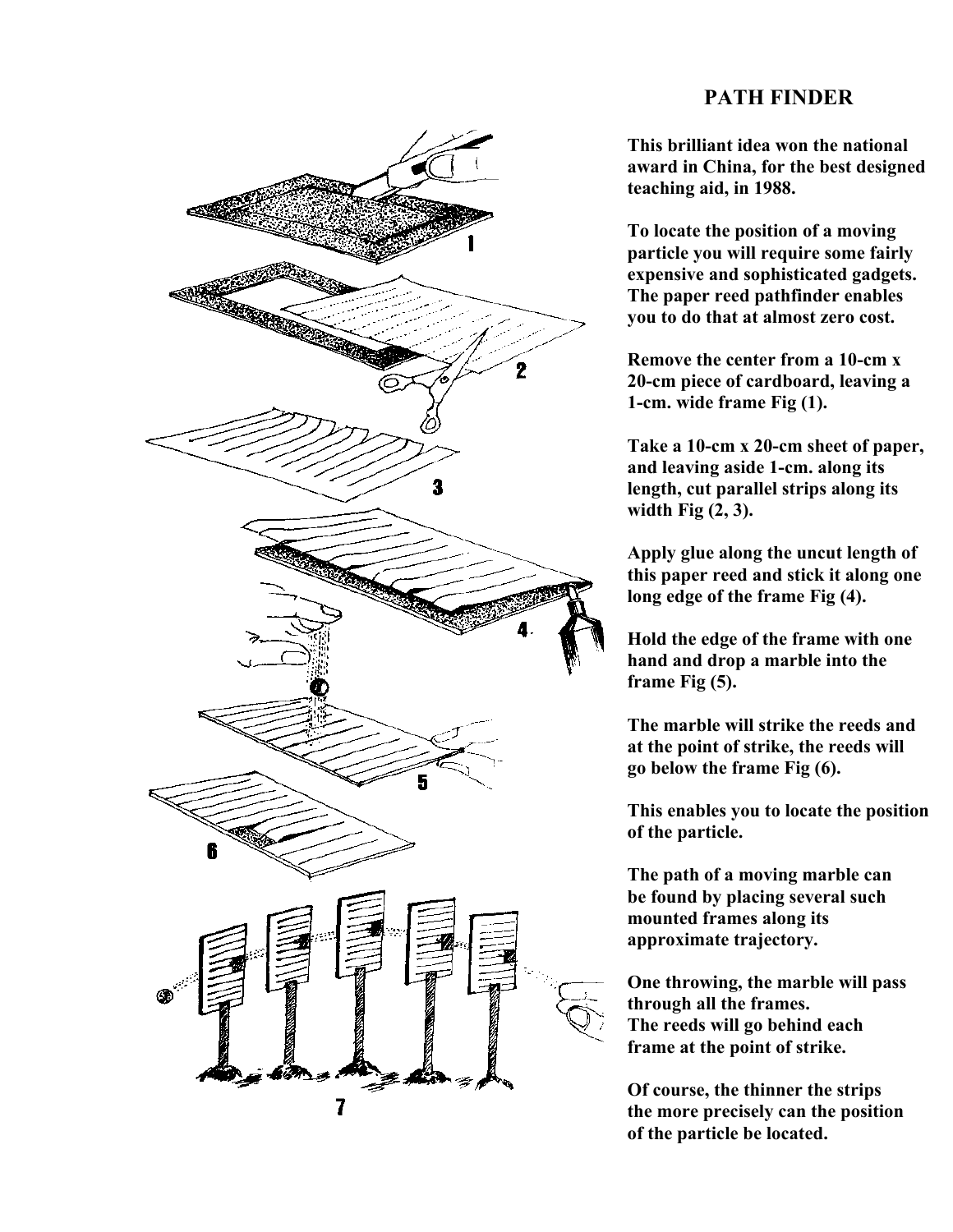# PATH FINDER

**This brilliant idea won the national award in China, for the best designed teaching aid, in 1988.**

**To locate the position of a moving particle you will require some fairly expensive and sophisticated gadgets. The paper reed pathfinder enables you to do that at almost zero cost.**

**Remove the center from a 10-cm x 20-cm piece of cardboard, leaving a 1-cm. wide frame Fig (1).**

**Take a 10-cm x 20-cm sheet of paper, and leaving aside 1-cm. along its length, cut parallel strips along its width Fig (2, 3).**

**Apply glue along the uncut length of this paper reed and stick it along one long edge of the frame Fig (4).**

**Hold the edge of the frame with one hand and drop a marble into the frame Fig (5).**

**The marble will strike the reeds and at the point of strike, the reeds will go below the frame Fig (6).**

**This enables you to locate the position of the particle.**

**The path of a moving marble can be found by placing several such mounted frames along its approximate trajectory.**

**One throwing, the marble will pass through all the frames.**
**The reeds will go behind each frame at the point of strike.**

**Of course, the thinner the strips the more precisely can the position of the particle be located.**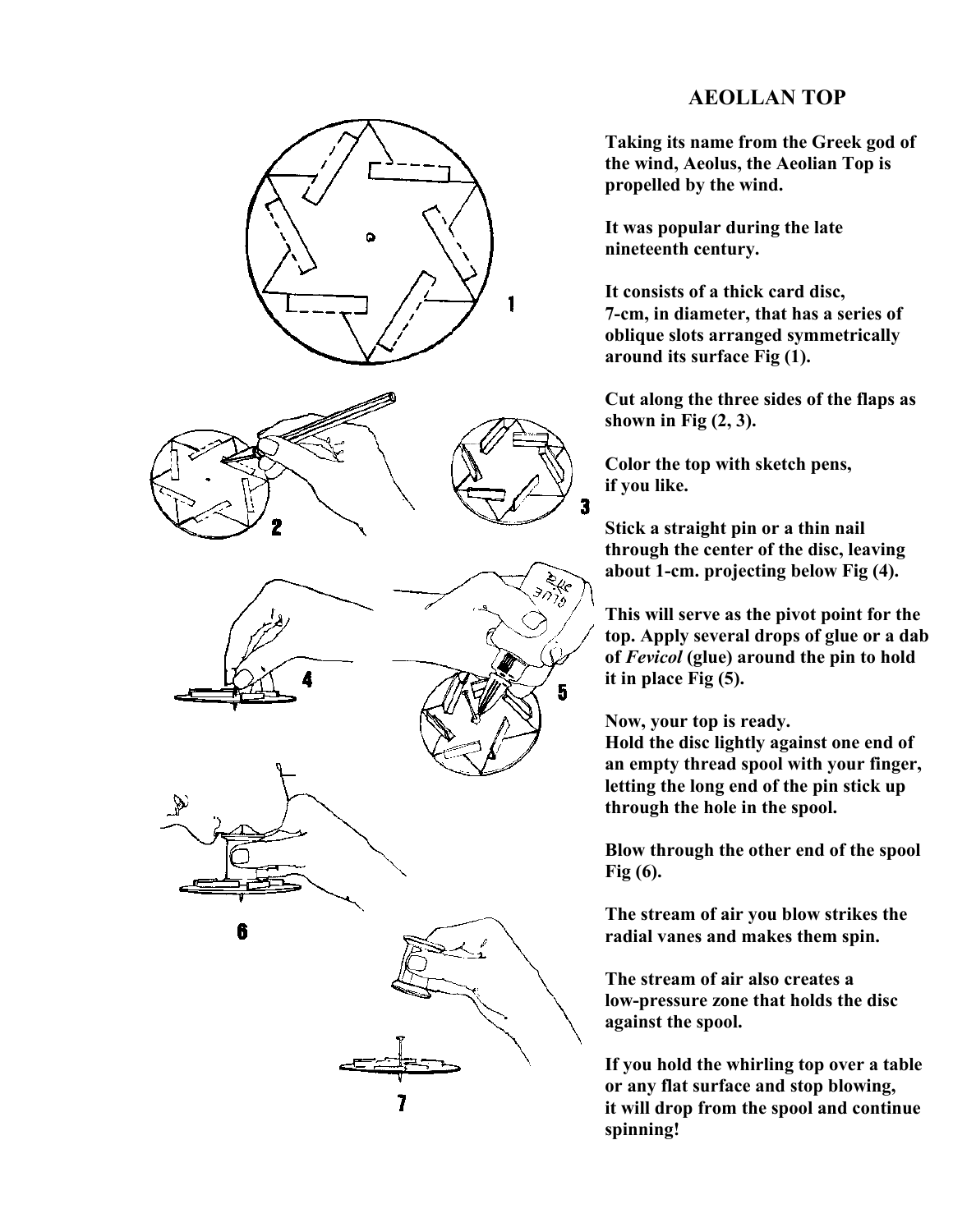# AEOLLAN TOP

**Taking its name from the Greek god of the wind, Aeolus, the Aeolian Top is propelled by the wind.**

**It was popular during the late nineteenth century.**

**It consists of a thick card disc, 7-cm, in diameter, that has a series of oblique slots arranged symmetrically around its surface Fig (1).**

**Cut along the three sides of the flaps as shown in Fig (2, 3).**

**Color the top with sketch pens, if you like.**

**Stick a straight pin or a thin nail through the center of the disc, leaving about 1-cm. projecting below Fig (4).**

**This will serve as the pivot point for the top. Apply several drops of glue or a dab of *Fevicol* (glue) around the pin to hold it in place Fig (5).**

**Now, your top is ready.**
**Hold the disc lightly against one end of an empty thread spool with your finger, letting the long end of the pin stick up through the hole in the spool.**

**Blow through the other end of the spool Fig (6).**

**The stream of air you blow strikes the radial vanes and makes them spin.**

**The stream of air also creates a low-pressure zone that holds the disc against the spool.**

**If you hold the whirling top over a table or any flat surface and stop blowing, it will drop from the spool and continue spinning!**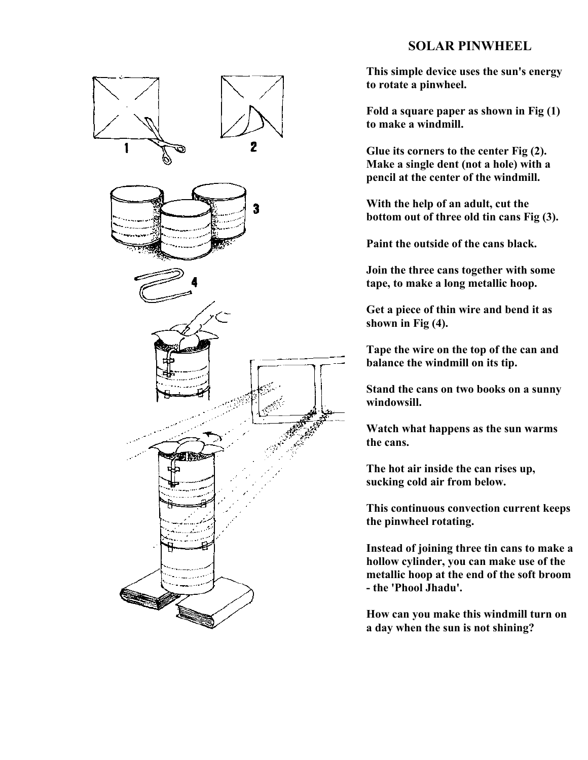# SOLAR PINWHEEL

**This simple device uses the sun's energy to rotate a pinwheel.**

**Fold a square paper as shown in Fig (1) to make a windmill.**

**Glue its corners to the center Fig (2). Make a single dent (not a hole) with a pencil at the center of the windmill.**

**With the help of an adult, cut the bottom out of three old tin cans Fig (3).**

**Paint the outside of the cans black.**

**Join the three cans together with some tape, to make a long metallic hoop.**

**Get a piece of thin wire and bend it as shown in Fig (4).**

**Tape the wire on the top of the can and balance the windmill on its tip.**

**Stand the cans on two books on a sunny windowsill.**

**Watch what happens as the sun warms the cans.**

**The hot air inside the can rises up, sucking cold air from below.**

**This continuous convection current keeps the pinwheel rotating.**

**Instead of joining three tin cans to make a hollow cylinder, you can make use of the metallic hoop at the end of the soft broom - the 'Phool Jhadu'.**

**How can you make this windmill turn on a day when the sun is not shining?**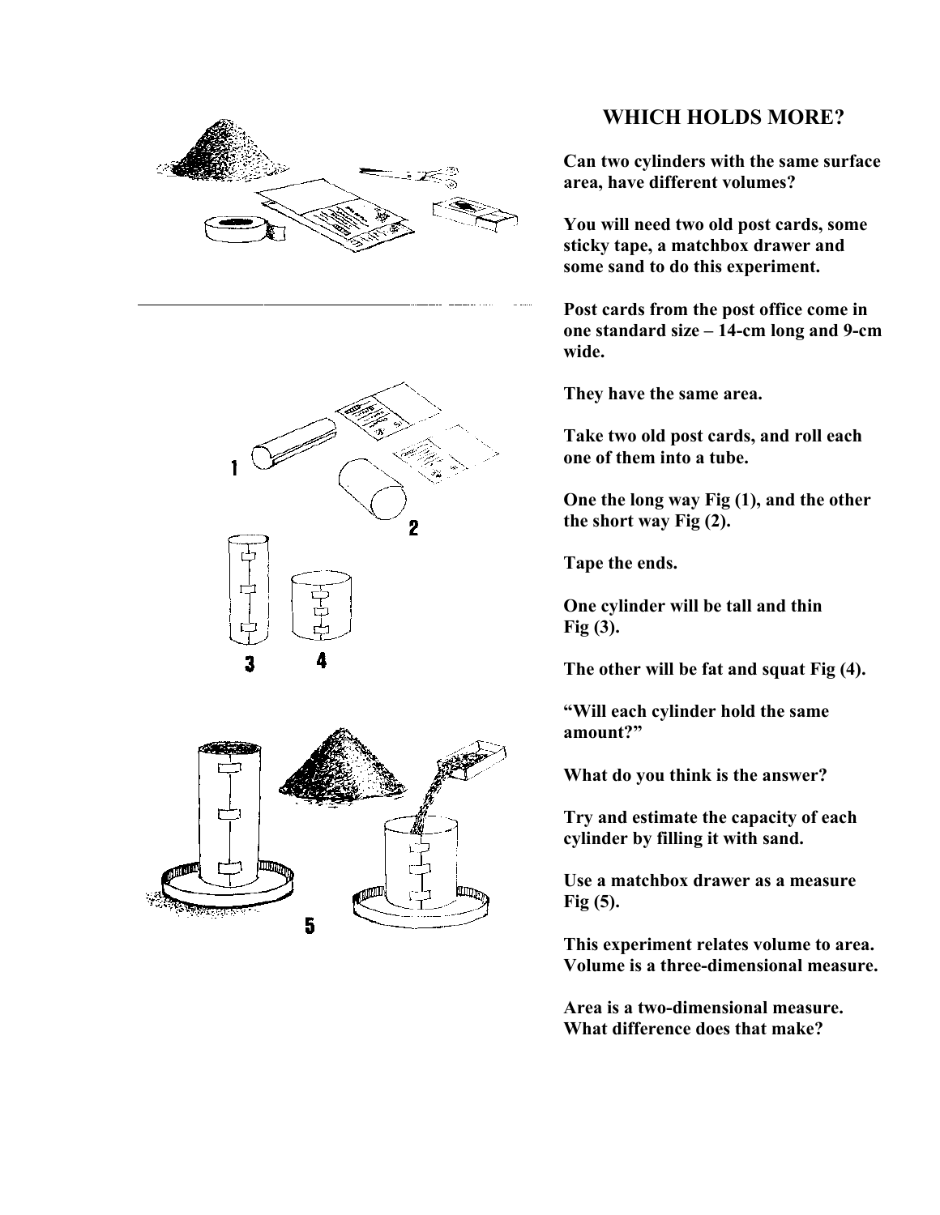## WHICH HOLDS MORE?

**Can two cylinders with the same surface area, have different volumes?**

**You will need two old post cards, some sticky tape, a matchbox drawer and some sand to do this experiment.**

**Post cards from the post office come in one standard size – 14-cm long and 9-cm wide.**

**They have the same area.**

**Take two old post cards, and roll each one of them into a tube.**

**One the long way Fig (1), and the other the short way Fig (2).**

**Tape the ends.**

**One cylinder will be tall and thin Fig (3).**

**The other will be fat and squat Fig (4).**

**"Will each cylinder hold the same amount?"**

**What do you think is the answer?**

**Try and estimate the capacity of each cylinder by filling it with sand.**

**Use a matchbox drawer as a measure Fig (5).**

**This experiment relates volume to area. Volume is a three-dimensional measure.**

**Area is a two-dimensional measure. What difference does that make?**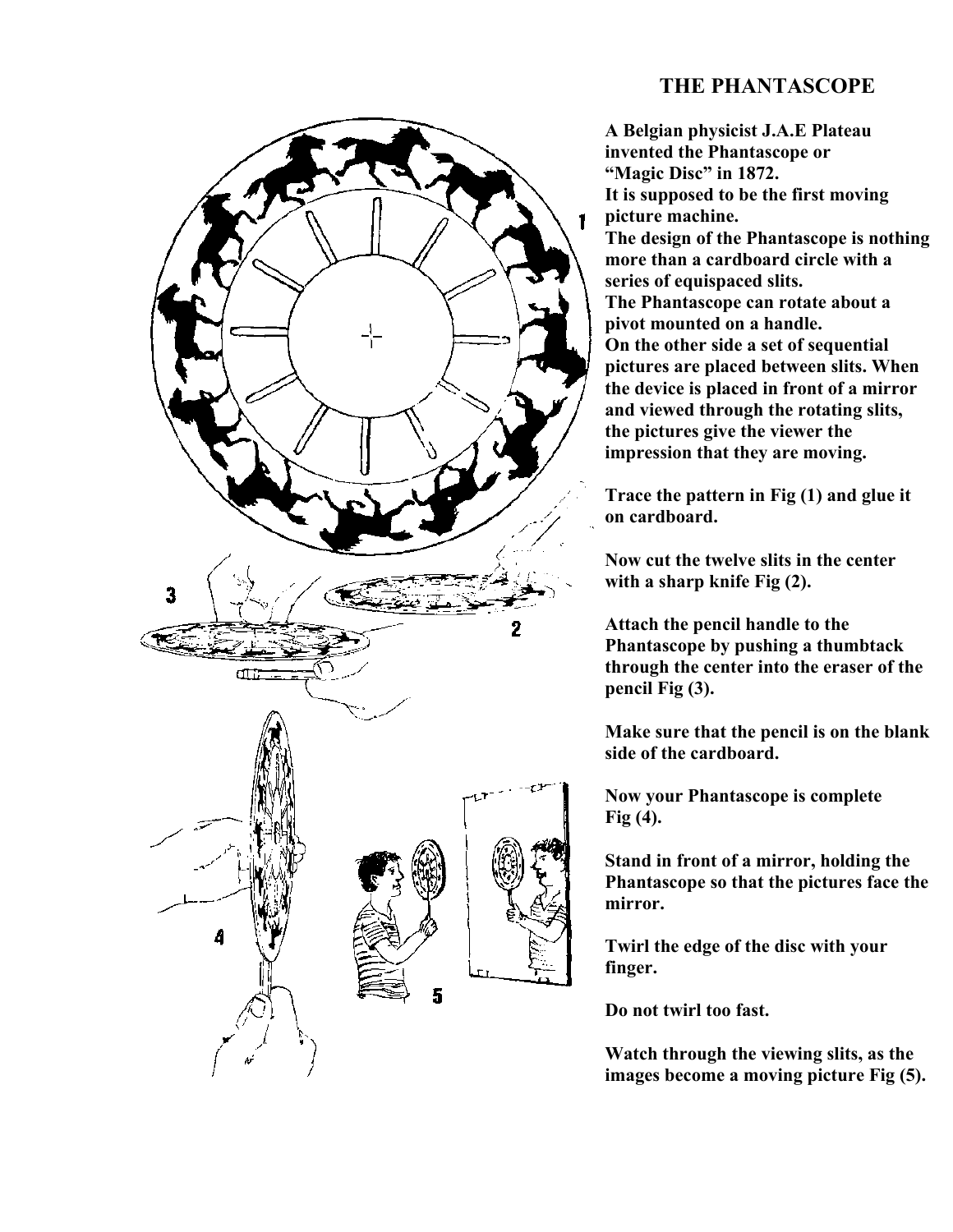# THE PHANTASCOPE

A Belgian physicist J.A.E Plateau invented the Phantascope or "Magic Disc" in 1872.
It is supposed to be the first moving picture machine.
The design of the Phantascope is nothing more than a cardboard circle with a series of equispaced slits.
The Phantascope can rotate about a pivot mounted on a handle.
On the other side a set of sequential pictures are placed between slits. When the device is placed in front of a mirror and viewed through the rotating slits, the pictures give the viewer the impression that they are moving.

Trace the pattern in Fig (1) and glue it on cardboard.

Now cut the twelve slits in the center with a sharp knife Fig (2).

Attach the pencil handle to the Phantascope by pushing a thumbtack through the center into the eraser of the pencil Fig (3).

Make sure that the pencil is on the blank side of the cardboard.

Now your Phantascope is complete Fig (4).

Stand in front of a mirror, holding the Phantascope so that the pictures face the mirror.

Twirl the edge of the disc with your finger.

Do not twirl too fast.

Watch through the viewing slits, as the images become a moving picture Fig (5).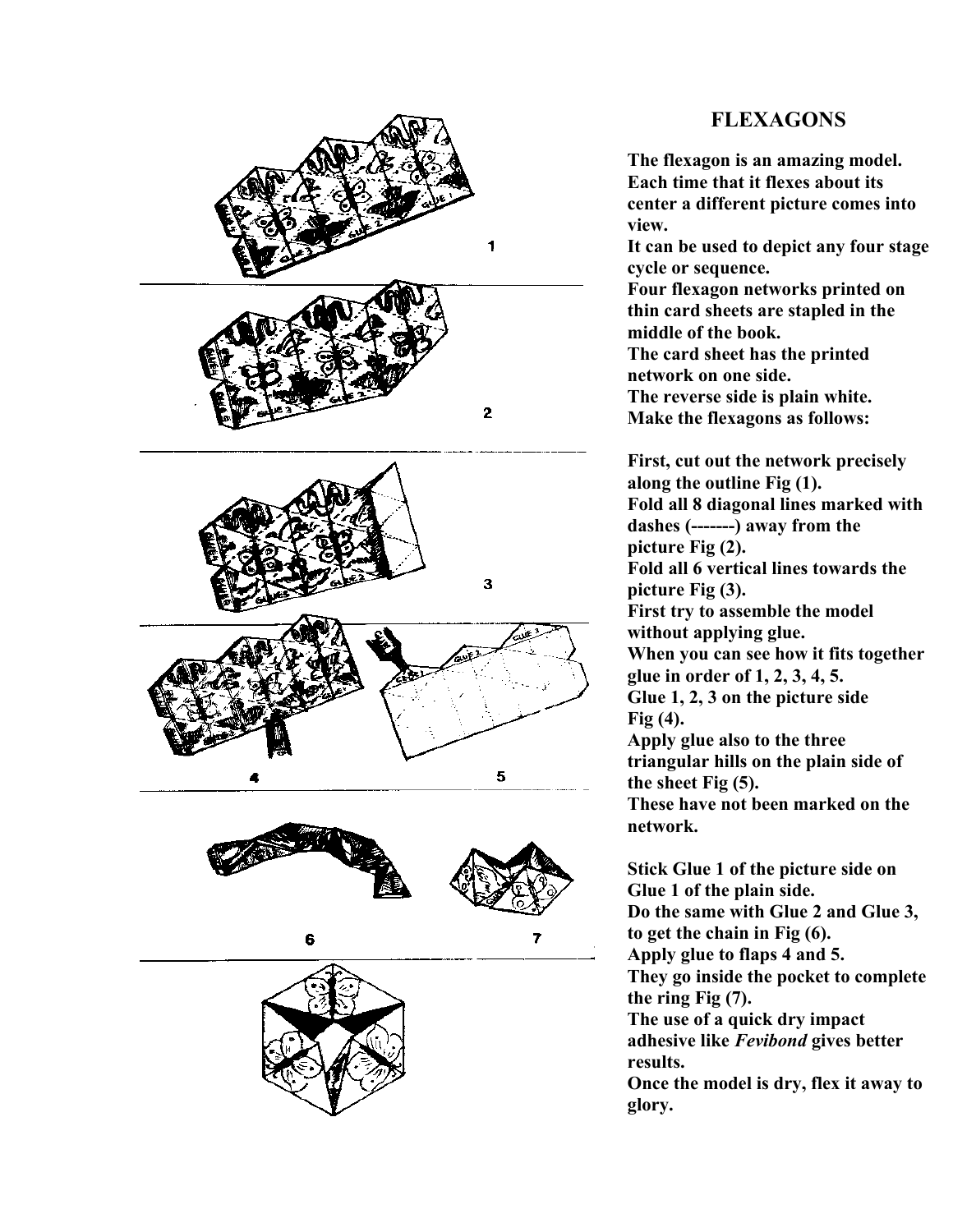# FLEXAGONS

The flexagon is an amazing model. Each time that it flexes about its center a different picture comes into view.
It can be used to depict any four stage cycle or sequence.
Four flexagon networks printed on thin card sheets are stapled in the middle of the book.
The card sheet has the printed network on one side.
The reverse side is plain white.
Make the flexagons as follows:

First, cut out the network precisely along the outline Fig (1).
Fold all 8 diagonal lines marked with dashes (-------) away from the picture Fig (2).
Fold all 6 vertical lines towards the picture Fig (3).
First try to assemble the model without applying glue.
When you can see how it fits together glue in order of 1, 2, 3, 4, 5.
Glue 1, 2, 3 on the picture side Fig (4).
Apply glue also to the three triangular hills on the plain side of the sheet Fig (5).
These have not been marked on the network.

Stick Glue 1 of the picture side on Glue 1 of the plain side.
Do the same with Glue 2 and Glue 3, to get the chain in Fig (6).
Apply glue to flaps 4 and 5.
They go inside the pocket to complete the ring Fig (7).
The use of a quick dry impact adhesive like *Fevibond* gives better results.
Once the model is dry, flex it away to glory.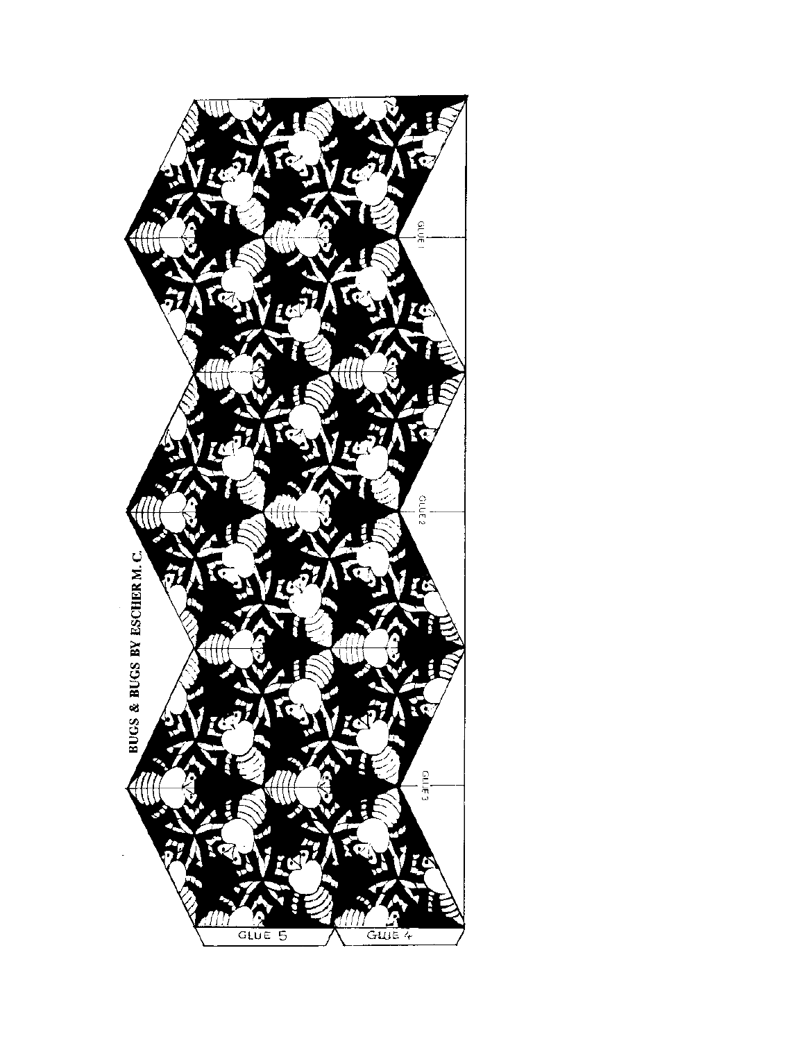BUGS & BUGS BY ESCHER M. C.

GLUE 1

GLUE 2

GLUE 3

GLUE 5

GLUE 4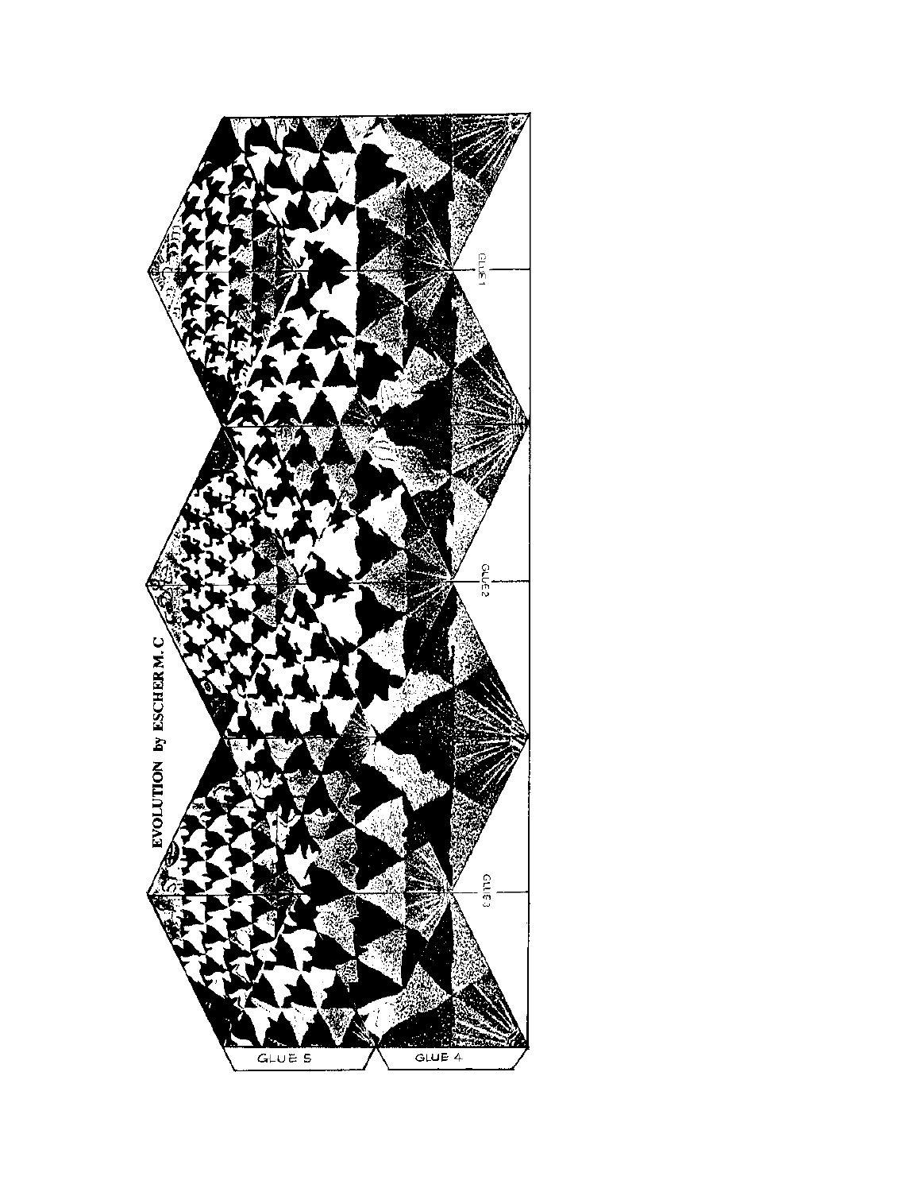EVOLUTION by ESCHER M.C

GLUE 1

GLUE 2

GLUE 3

GLUE 5

GLUE 4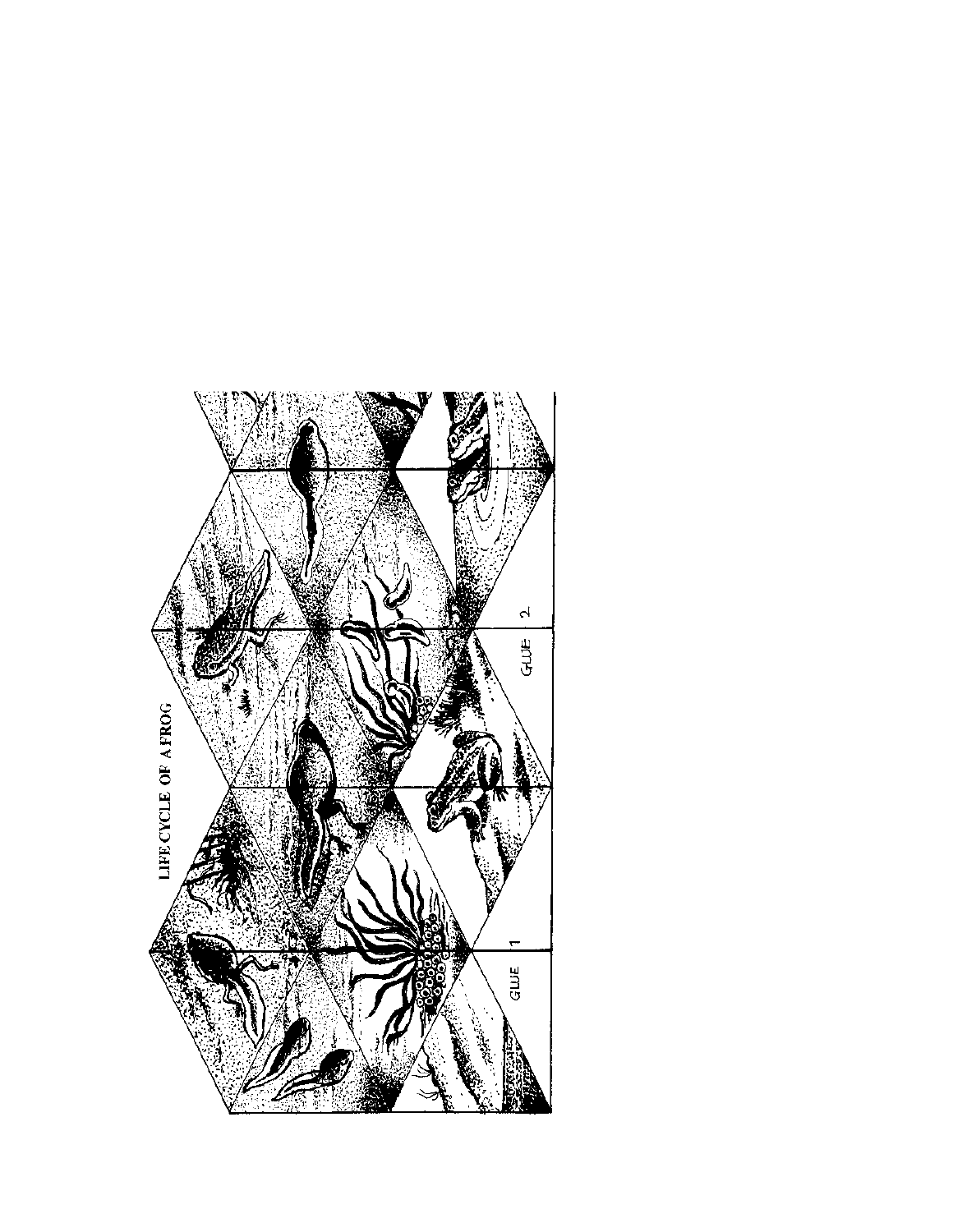LIFE CYCLE OF A FROG

GLUE 1

GLUE 2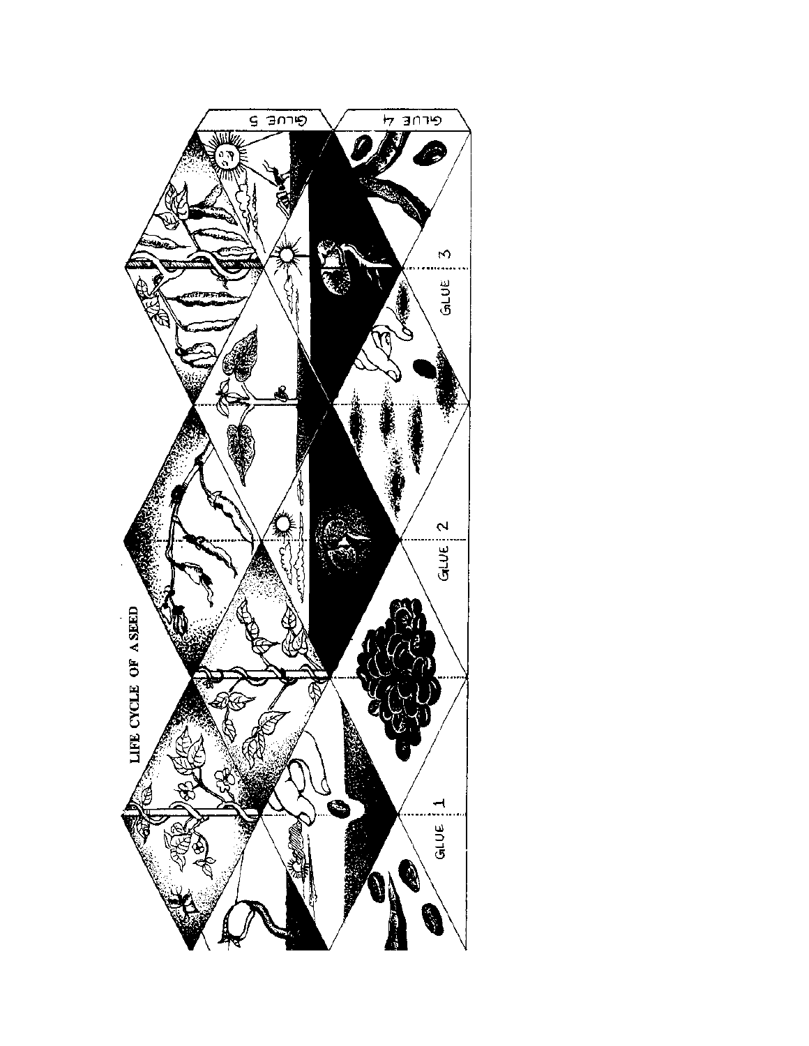LIFE CYCLE OF A SEED

GLUE 1

GLUE 2

GLUE 3

GLUE 4

GLUE 5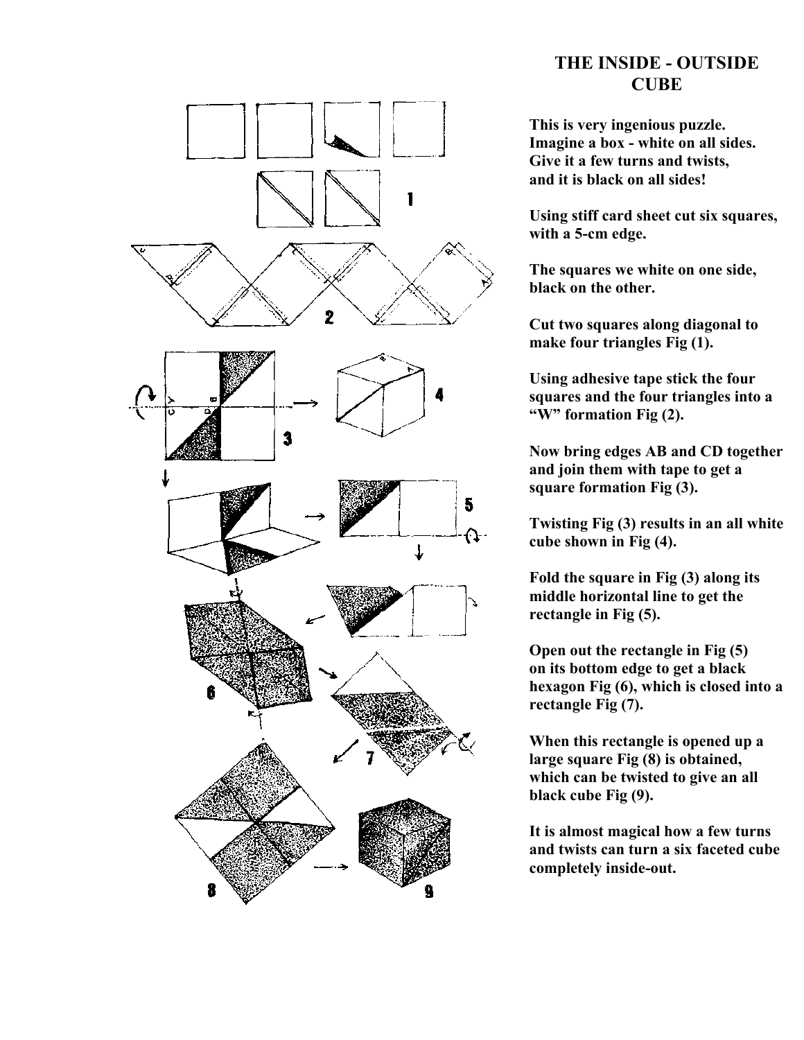# THE INSIDE - OUTSIDE CUBE

**This is very ingenious puzzle. Imagine a box - white on all sides. Give it a few turns and twists, and it is black on all sides!**

**Using stiff card sheet cut six squares, with a 5-cm edge.**

**The squares we white on one side, black on the other.**

**Cut two squares along diagonal to make four triangles Fig (1).**

**Using adhesive tape stick the four squares and the four triangles into a "W" formation Fig (2).**

**Now bring edges AB and CD together and join them with tape to get a square formation Fig (3).**

**Twisting Fig (3) results in an all white cube shown in Fig (4).**

**Fold the square in Fig (3) along its middle horizontal line to get the rectangle in Fig (5).**

**Open out the rectangle in Fig (5) on its bottom edge to get a black hexagon Fig (6), which is closed into a rectangle Fig (7).**

**When this rectangle is opened up a large square Fig (8) is obtained, which can be twisted to give an all black cube Fig (9).**

**It is almost magical how a few turns and twists can turn a six faceted cube completely inside-out.**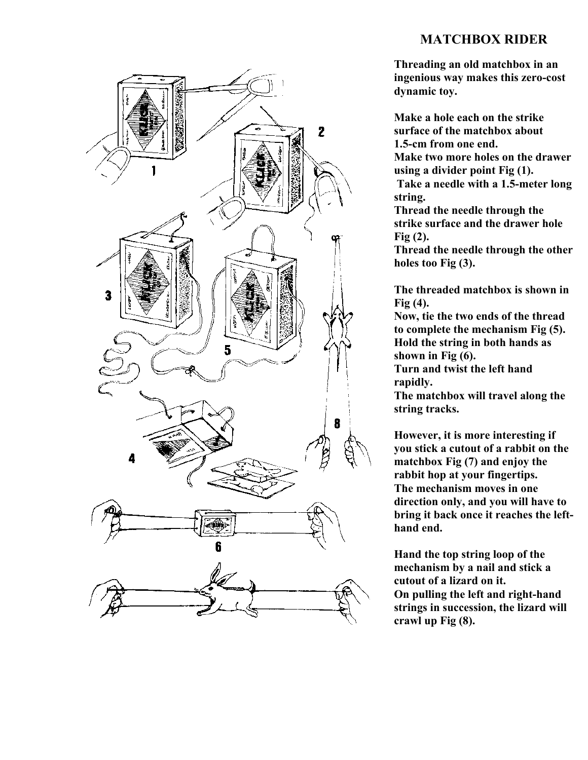# MATCHBOX RIDER

**Threading an old matchbox in an ingenious way makes this zero-cost dynamic toy.**

**Make a hole each on the strike surface of the matchbox about 1.5-cm from one end.**
**Make two more holes on the drawer using a divider point Fig (1).**
**Take a needle with a 1.5-meter long string.**
**Thread the needle through the strike surface and the drawer hole Fig (2).**
**Thread the needle through the other holes too Fig (3).**

**The threaded matchbox is shown in Fig (4).**
**Now, tie the two ends of the thread to complete the mechanism Fig (5).**
**Hold the string in both hands as shown in Fig (6).**
**Turn and twist the left hand rapidly.**
**The matchbox will travel along the string tracks.**

**However, it is more interesting if you stick a cutout of a rabbit on the matchbox Fig (7) and enjoy the rabbit hop at your fingertips.**
**The mechanism moves in one direction only, and you will have to bring it back once it reaches the left-hand end.**

**Hand the top string loop of the mechanism by a nail and stick a cutout of a lizard on it.**
**On pulling the left and right-hand strings in succession, the lizard will crawl up Fig (8).**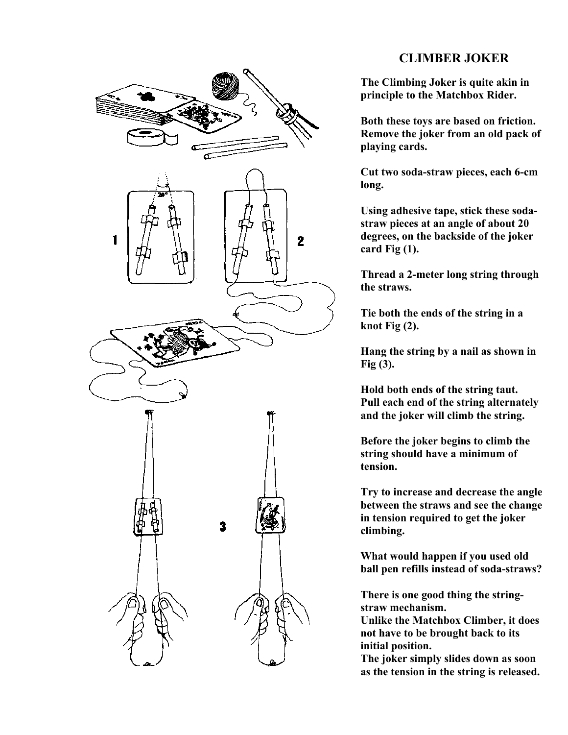## CLIMBER JOKER

**The Climbing Joker is quite akin in principle to the Matchbox Rider.**

**Both these toys are based on friction. Remove the joker from an old pack of playing cards.**

**Cut two soda-straw pieces, each 6-cm long.**

**Using adhesive tape, stick these soda-straw pieces at an angle of about 20 degrees, on the backside of the joker card Fig (1).**

**Thread a 2-meter long string through the straws.**

**Tie both the ends of the string in a knot Fig (2).**

**Hang the string by a nail as shown in Fig (3).**

**Hold both ends of the string taut. Pull each end of the string alternately and the joker will climb the string.**

**Before the joker begins to climb the string should have a minimum of tension.**

**Try to increase and decrease the angle between the straws and see the change in tension required to get the joker climbing.**

**What would happen if you used old ball pen refills instead of soda-straws?**

**There is one good thing the string-straw mechanism.**
**Unlike the Matchbox Climber, it does not have to be brought back to its initial position.**
**The joker simply slides down as soon as the tension in the string is released.**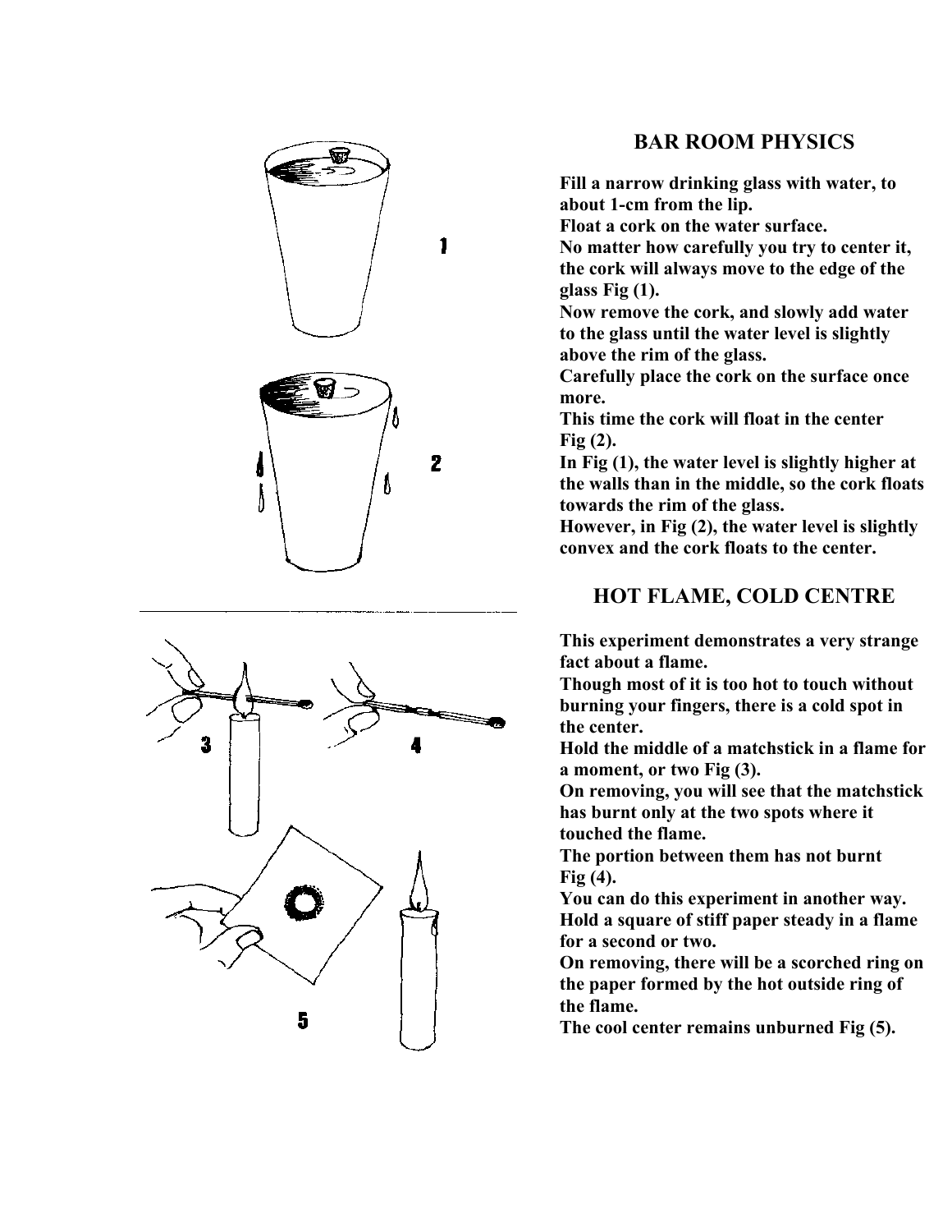## BAR ROOM PHYSICS

**Fill a narrow drinking glass with water, to about 1-cm from the lip.**
**Float a cork on the water surface.**
**No matter how carefully you try to center it, the cork will always move to the edge of the glass Fig (1).**
**Now remove the cork, and slowly add water to the glass until the water level is slightly above the rim of the glass.**
**Carefully place the cork on the surface once more.**
**This time the cork will float in the center Fig (2).**
**In Fig (1), the water level is slightly higher at the walls than in the middle, so the cork floats towards the rim of the glass.**
**However, in Fig (2), the water level is slightly convex and the cork floats to the center.**

## HOT FLAME, COLD CENTRE

**This experiment demonstrates a very strange fact about a flame.**
**Though most of it is too hot to touch without burning your fingers, there is a cold spot in the center.**
**Hold the middle of a matchstick in a flame for a moment, or two Fig (3).**
**On removing, you will see that the matchstick has burnt only at the two spots where it touched the flame.**
**The portion between them has not burnt Fig (4).**
**You can do this experiment in another way.**
**Hold a square of stiff paper steady in a flame for a second or two.**
**On removing, there will be a scorched ring on the paper formed by the hot outside ring of the flame.**
**The cool center remains unburned Fig (5).**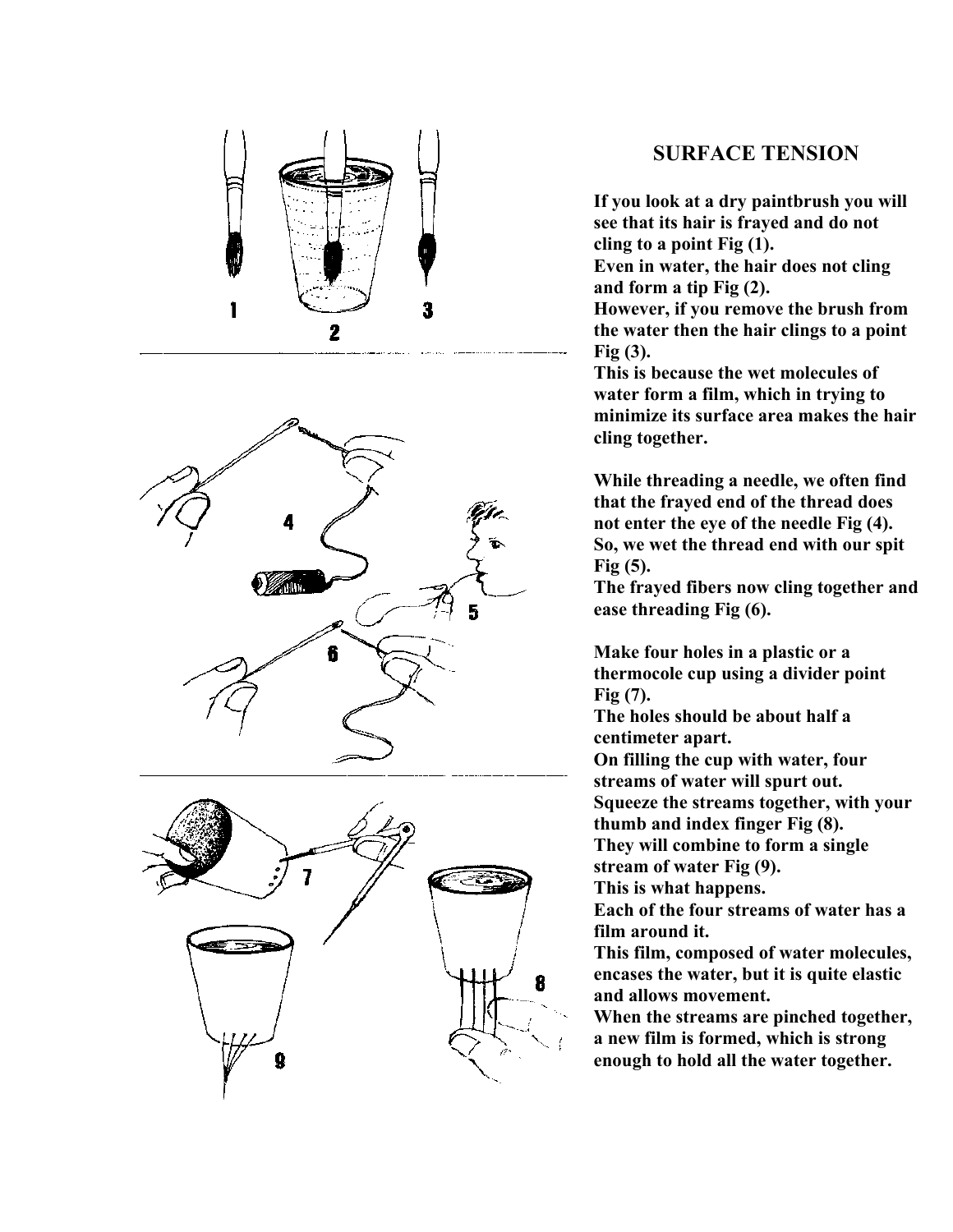## SURFACE TENSION

**If you look at a dry paintbrush you will see that its hair is frayed and do not cling to a point Fig (1).**
**Even in water, the hair does not cling and form a tip Fig (2).**
**However, if you remove the brush from the water then the hair clings to a point Fig (3).**
**This is because the wet molecules of water form a film, which in trying to minimize its surface area makes the hair cling together.**

**While threading a needle, we often find that the frayed end of the thread does not enter the eye of the needle Fig (4).**
**So, we wet the thread end with our spit Fig (5).**
**The frayed fibers now cling together and ease threading Fig (6).**

**Make four holes in a plastic or a thermocole cup using a divider point Fig (7).**
**The holes should be about half a centimeter apart.**
**On filling the cup with water, four streams of water will spurt out.**
**Squeeze the streams together, with your thumb and index finger Fig (8).**
**They will combine to form a single stream of water Fig (9).**
**This is what happens.**
**Each of the four streams of water has a film around it.**
**This film, composed of water molecules, encases the water, but it is quite elastic and allows movement.**
**When the streams are pinched together, a new film is formed, which is strong enough to hold all the water together.**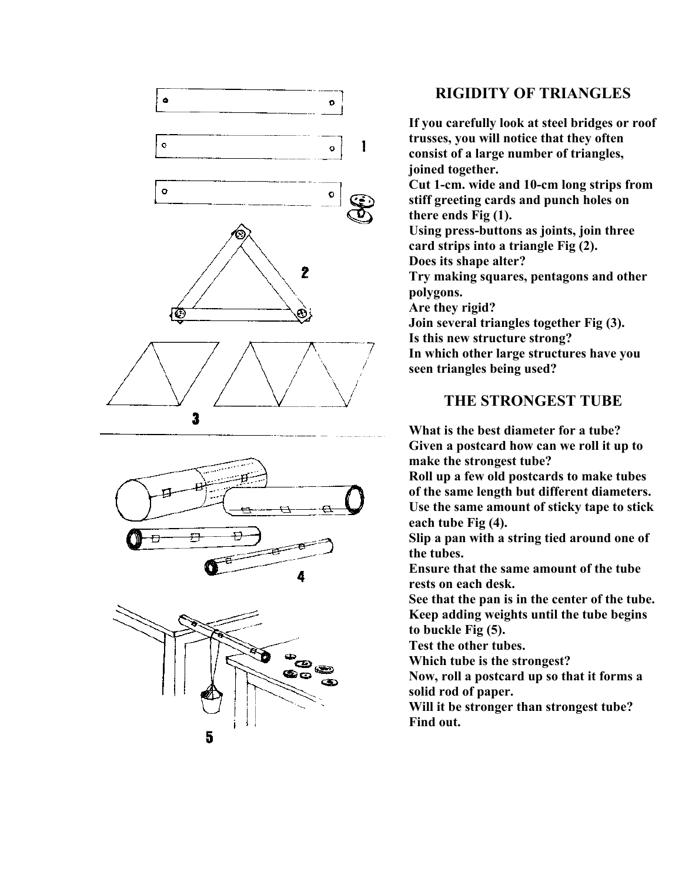## RIGIDITY OF TRIANGLES

**If you carefully look at steel bridges or roof trusses, you will notice that they often consist of a large number of triangles, joined together.**
**Cut 1-cm. wide and 10-cm long strips from stiff greeting cards and punch holes on there ends Fig (1).**
**Using press-buttons as joints, join three card strips into a triangle Fig (2).**
**Does its shape alter?**
**Try making squares, pentagons and other polygons.**
**Are they rigid?**
**Join several triangles together Fig (3).**
**Is this new structure strong?**
**In which other large structures have you seen triangles being used?**

## THE STRONGEST TUBE

**What is the best diameter for a tube?**
**Given a postcard how can we roll it up to make the strongest tube?**
**Roll up a few old postcards to make tubes of the same length but different diameters.**
**Use the same amount of sticky tape to stick each tube Fig (4).**
**Slip a pan with a string tied around one of the tubes.**
**Ensure that the same amount of the tube rests on each desk.**
**See that the pan is in the center of the tube.**
**Keep adding weights until the tube begins to buckle Fig (5).**
**Test the other tubes.**
**Which tube is the strongest?**
**Now, roll a postcard up so that it forms a solid rod of paper.**
**Will it be stronger than strongest tube?**
**Find out.**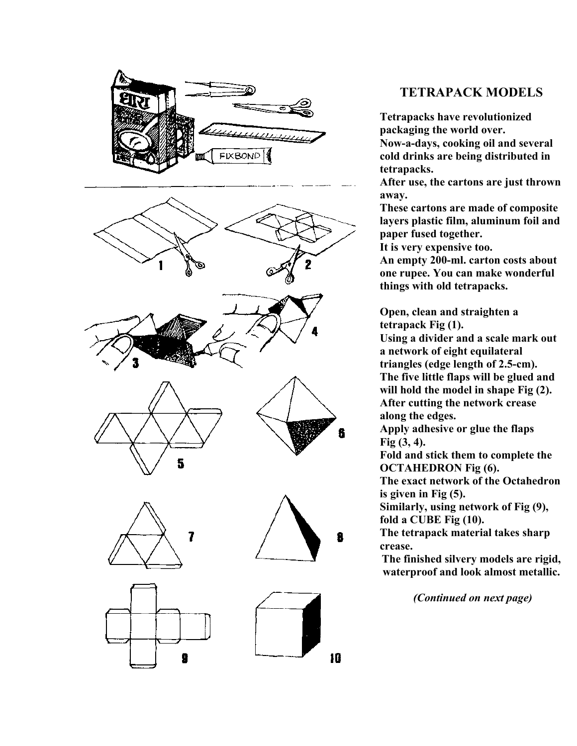## TETRAPACK MODELS

**Tetrapacks have revolutionized packaging the world over.**
**Now-a-days, cooking oil and several cold drinks are being distributed in tetrapacks.**
**After use, the cartons are just thrown away.**
**These cartons are made of composite layers plastic film, aluminum foil and paper fused together.**
**It is very expensive too.**
**An empty 200-ml. carton costs about one rupee. You can make wonderful things with old tetrapacks.**

**Open, clean and straighten a tetrapack Fig (1).**
**Using a divider and a scale mark out a network of eight equilateral triangles (edge length of 2.5-cm).**
**The five little flaps will be glued and will hold the model in shape Fig (2).**
**After cutting the network crease along the edges.**
**Apply adhesive or glue the flaps Fig (3, 4).**
**Fold and stick them to complete the OCTAHEDRON Fig (6).**
**The exact network of the Octahedron is given in Fig (5).**
**Similarly, using network of Fig (9), fold a CUBE Fig (10).**
**The tetrapack material takes sharp crease.**
**The finished silvery models are rigid, waterproof and look almost metallic.**

***(Continued on next page)***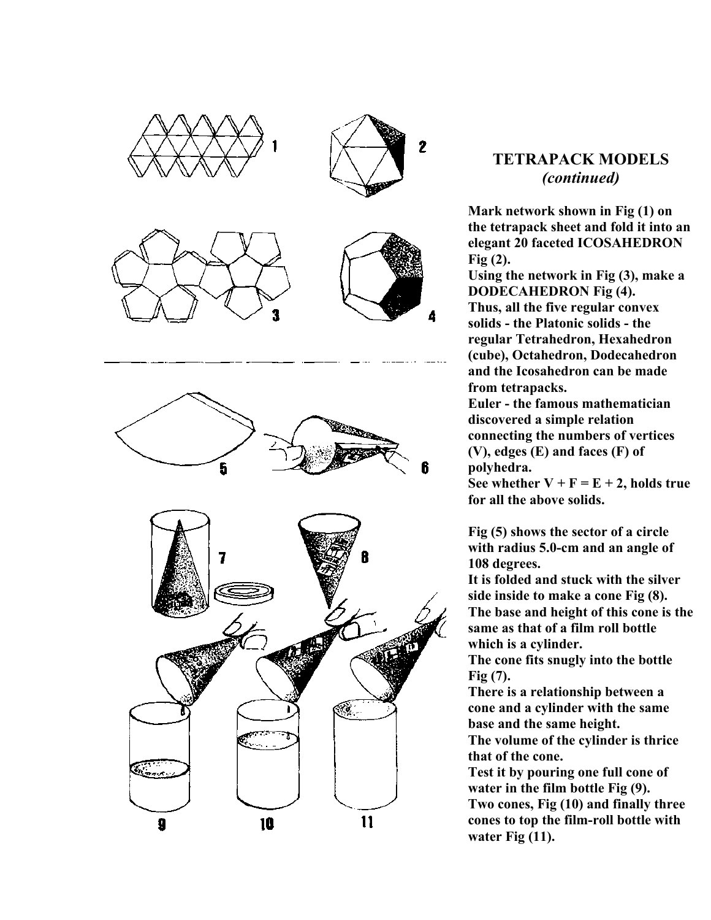## TETRAPACK MODELS
### *(continued)*

**Mark network shown in Fig (1) on the tetrapack sheet and fold it into an elegant 20 faceted ICOSAHEDRON Fig (2).**
**Using the network in Fig (3), make a DODECAHEDRON Fig (4).**
**Thus, all the five regular convex solids - the Platonic solids - the regular Tetrahedron, Hexahedron (cube), Octahedron, Dodecahedron and the Icosahedron can be made from tetrapacks.**
**Euler - the famous mathematician discovered a simple relation connecting the numbers of vertices (V), edges (E) and faces (F) of polyhedra.**
**See whether $V + F = E + 2$, holds true for all the above solids.**

**Fig (5) shows the sector of a circle with radius 5.0-cm and an angle of 108 degrees.**
**It is folded and stuck with the silver side inside to make a cone Fig (8).**
**The base and height of this cone is the same as that of a film roll bottle which is a cylinder.**
**The cone fits snugly into the bottle Fig (7).**
**There is a relationship between a cone and a cylinder with the same base and the same height.**
**The volume of the cylinder is thrice that of the cone.**
**Test it by pouring one full cone of water in the film bottle Fig (9).**
**Two cones, Fig (10) and finally three cones to top the film-roll bottle with water Fig (11).**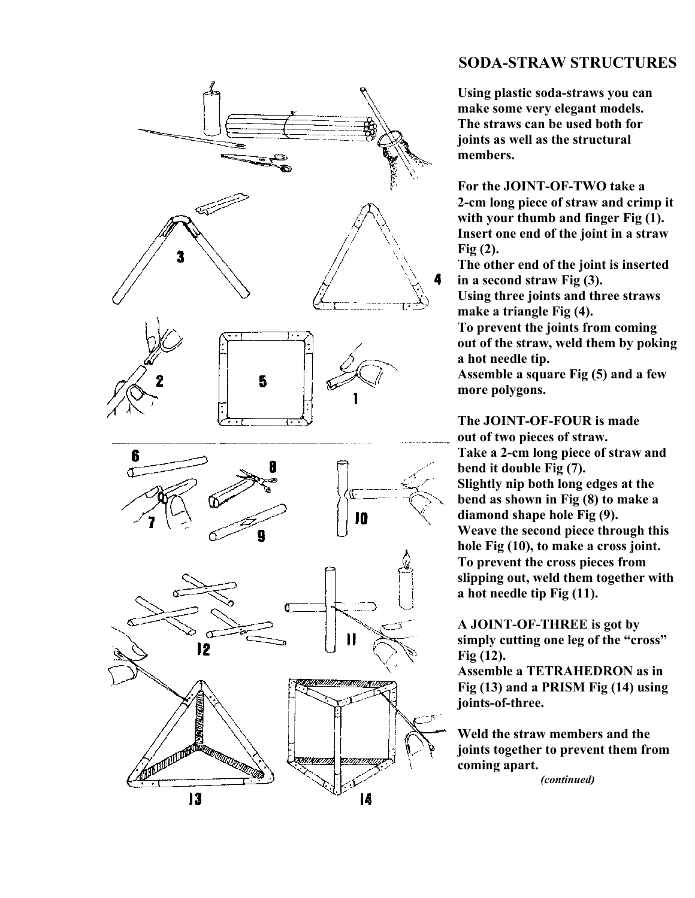# SODA-STRAW STRUCTURES

**Using plastic soda-straws you can make some very elegant models. The straws can be used both for joints as well as the structural members.**

**For the JOINT-OF-TWO take a 2-cm long piece of straw and crimp it with your thumb and finger Fig (1). Insert one end of the joint in a straw Fig (2).**
**The other end of the joint is inserted in a second straw Fig (3).**
**Using three joints and three straws make a triangle Fig (4).**
**To prevent the joints from coming out of the straw, weld them by poking a hot needle tip.**
**Assemble a square Fig (5) and a few more polygons.**

**The JOINT-OF-FOUR is made out of two pieces of straw.**
**Take a 2-cm long piece of straw and bend it double Fig (7).**
**Slightly nip both long edges at the bend as shown in Fig (8) to make a diamond shape hole Fig (9).**
**Weave the second piece through this hole Fig (10), to make a cross joint.**
**To prevent the cross pieces from slipping out, weld them together with a hot needle tip Fig (11).**

**A JOINT-OF-THREE is got by simply cutting one leg of the "cross" Fig (12).**
**Assemble a TETRAHEDRON as in Fig (13) and a PRISM Fig (14) using joints-of-three.**

**Weld the straw members and the joints together to prevent them from coming apart.**

***(continued)***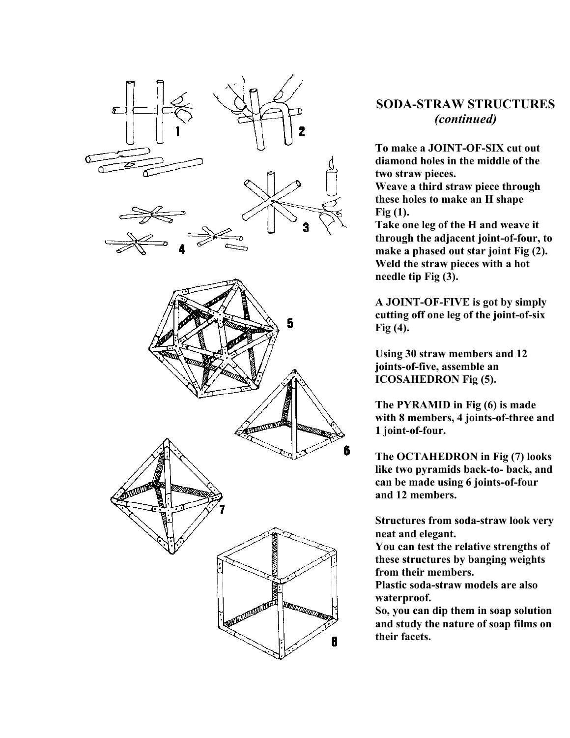## SODA-STRAW STRUCTURES *(continued)*

**To make a JOINT-OF-SIX cut out diamond holes in the middle of the two straw pieces.**
**Weave a third straw piece through these holes to make an H shape Fig (1).**
**Take one leg of the H and weave it through the adjacent joint-of-four, to make a phased out star joint Fig (2).**
**Weld the straw pieces with a hot needle tip Fig (3).**

**A JOINT-OF-FIVE is got by simply cutting off one leg of the joint-of-six Fig (4).**

**Using 30 straw members and 12 joints-of-five, assemble an ICOSAHEDRON Fig (5).**

**The PYRAMID in Fig (6) is made with 8 members, 4 joints-of-three and 1 joint-of-four.**

**The OCTAHEDRON in Fig (7) looks like two pyramids back-to- back, and can be made using 6 joints-of-four and 12 members.**

**Structures from soda-straw look very neat and elegant.**
**You can test the relative strengths of these structures by banging weights from their members.**
**Plastic soda-straw models are also waterproof.**
**So, you can dip them in soap solution and study the nature of soap films on their facets.**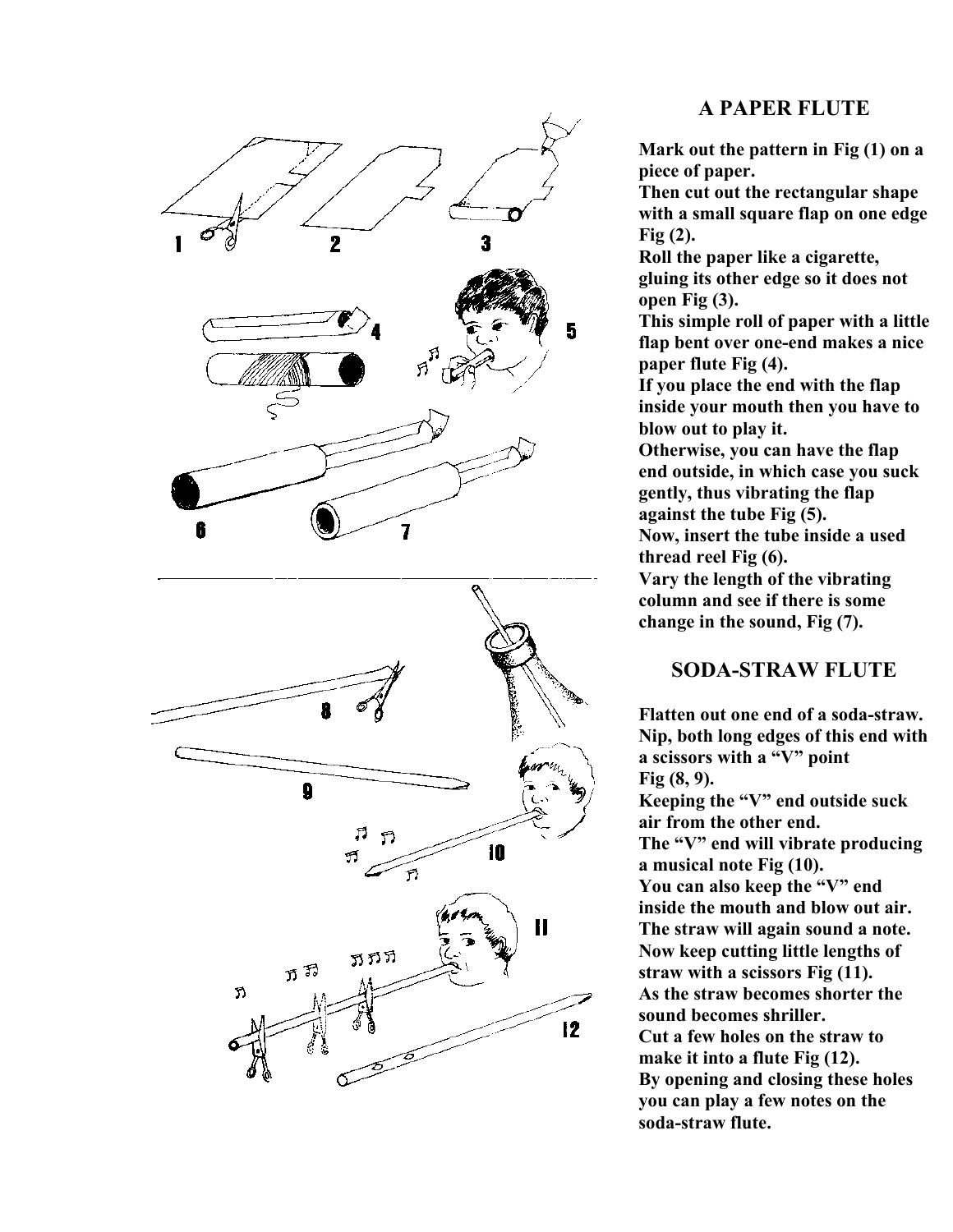## A PAPER FLUTE

**Mark out the pattern in Fig (1) on a piece of paper.**
**Then cut out the rectangular shape with a small square flap on one edge Fig (2).**
**Roll the paper like a cigarette, gluing its other edge so it does not open Fig (3).**
**This simple roll of paper with a little flap bent over one-end makes a nice paper flute Fig (4).**
**If you place the end with the flap inside your mouth then you have to blow out to play it.**
**Otherwise, you can have the flap end outside, in which case you suck gently, thus vibrating the flap against the tube Fig (5).**
**Now, insert the tube inside a used thread reel Fig (6).**
**Vary the length of the vibrating column and see if there is some change in the sound, Fig (7).**

## SODA-STRAW FLUTE

**Flatten out one end of a soda-straw. Nip, both long edges of this end with a scissors with a "V" point Fig (8, 9).**
**Keeping the "V" end outside suck air from the other end.**
**The "V" end will vibrate producing a musical note Fig (10).**
**You can also keep the "V" end inside the mouth and blow out air. The straw will again sound a note.**
**Now keep cutting little lengths of straw with a scissors Fig (11).**
**As the straw becomes shorter the sound becomes shriller.**
**Cut a few holes on the straw to make it into a flute Fig (12).**
**By opening and closing these holes you can play a few notes on the soda-straw flute.**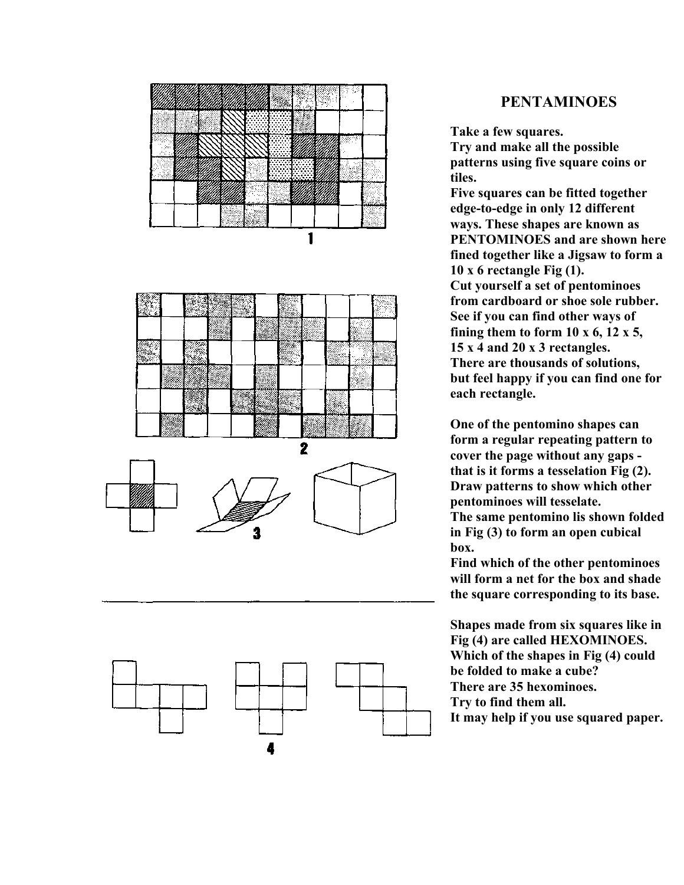# PENTAMINOES

Take a few squares.
Try and make all the possible patterns using five square coins or tiles.
Five squares can be fitted together edge-to-edge in only 12 different ways. These shapes are known as PENTOMINOES and are shown here fined together like a Jigsaw to form a 10 x 6 rectangle Fig (1).
Cut yourself a set of pentominoes from cardboard or shoe sole rubber.
See if you can find other ways of fining them to form 10 x 6, 12 x 5, 15 x 4 and 20 x 3 rectangles.
There are thousands of solutions, but feel happy if you can find one for each rectangle.

One of the pentomino shapes can form a regular repeating pattern to cover the page without any gaps - that is it forms a tesselation Fig (2).
Draw patterns to show which other pentominoes will tesselate.
The same pentomino lis shown folded in Fig (3) to form an open cubical box.
Find which of the other pentominoes will form a net for the box and shade the square corresponding to its base.

Shapes made from six squares like in Fig (4) are called HEXOMINOES.
Which of the shapes in Fig (4) could be folded to make a cube?
There are 35 hexominoes.
Try to find them all.
It may help if you use squared paper.

1

2

3

4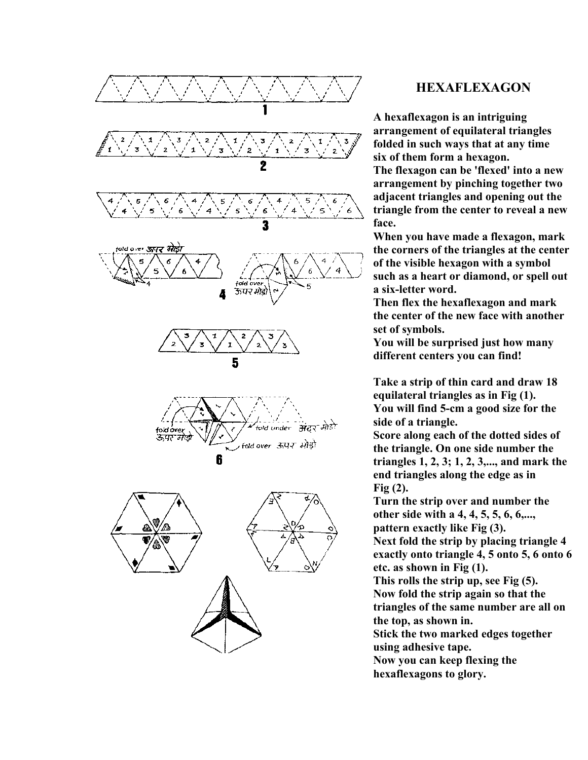# HEXAFLEXAGON

**A hexaflexagon is an intriguing arrangement of equilateral triangles folded in such ways that at any time six of them form a hexagon.**
**The flexagon can be 'flexed' into a new arrangement by pinching together two adjacent triangles and opening out the triangle from the center to reveal a new face.**
**When you have made a flexagon, mark the corners of the triangles at the center of the visible hexagon with a symbol such as a heart or diamond, or spell out a six-letter word.**
**Then flex the hexaflexagon and mark the center of the new face with another set of symbols.**
**You will be surprised just how many different centers you can find!**

**Take a strip of thin card and draw 18 equilateral triangles as in Fig (1).**
**You will find 5-cm a good size for the side of a triangle.**
**Score along each of the dotted sides of the triangle. On one side number the triangles 1, 2, 3; 1, 2, 3,..., and mark the end triangles along the edge as in Fig (2).**
**Turn the strip over and number the other side with a 4, 4, 5, 5, 6, 6,..., pattern exactly like Fig (3).**
**Next fold the strip by placing triangle 4 exactly onto triangle 4, 5 onto 5, 6 onto 6 etc. as shown in Fig (1).**
**This rolls the strip up, see Fig (5).**
**Now fold the strip again so that the triangles of the same number are all on the top, as shown in.**
**Stick the two marked edges together using adhesive tape.**
**Now you can keep flexing the hexaflexagons to glory.**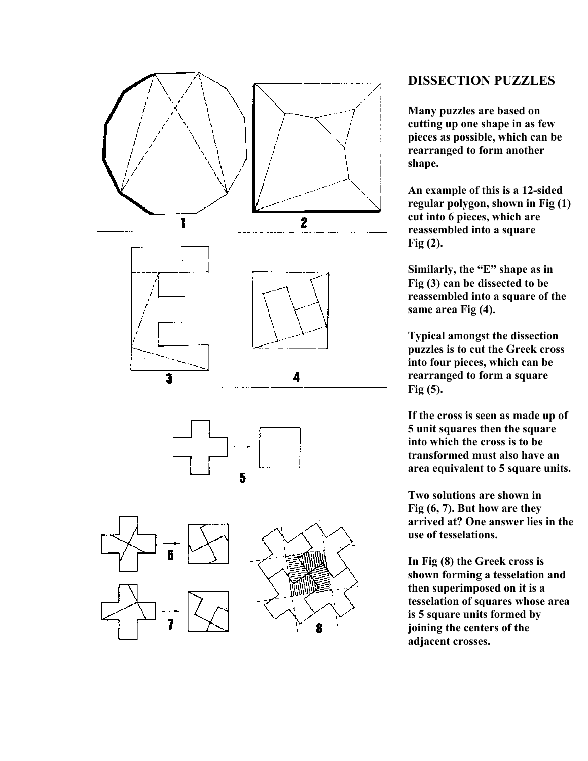## DISSECTION PUZZLES

**Many puzzles are based on cutting up one shape in as few pieces as possible, which can be rearranged to form another shape.**

**An example of this is a 12-sided regular polygon, shown in Fig (1) cut into 6 pieces, which are reassembled into a square Fig (2).**

**Similarly, the "E" shape as in Fig (3) can be dissected to be reassembled into a square of the same area Fig (4).**

**Typical amongst the dissection puzzles is to cut the Greek cross into four pieces, which can be rearranged to form a square Fig (5).**

**If the cross is seen as made up of 5 unit squares then the square into which the cross is to be transformed must also have an area equivalent to 5 square units.**

**Two solutions are shown in Fig (6, 7). But how are they arrived at? One answer lies in the use of tesselations.**

**In Fig (8) the Greek cross is shown forming a tesselation and then superimposed on it is a tesselation of squares whose area is 5 square units formed by joining the centers of the adjacent crosses.**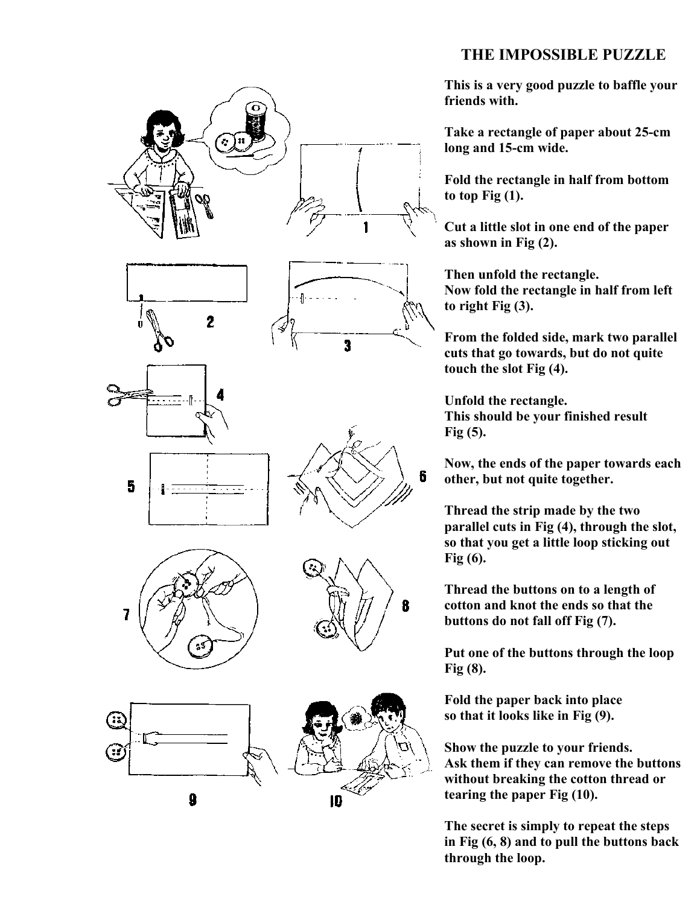# THE IMPOSSIBLE PUZZLE

**This is a very good puzzle to baffle your friends with.**

**Take a rectangle of paper about 25-cm long and 15-cm wide.**

**Fold the rectangle in half from bottom to top Fig (1).**

**Cut a little slot in one end of the paper as shown in Fig (2).**

**Then unfold the rectangle.**
**Now fold the rectangle in half from left to right Fig (3).**

**From the folded side, mark two parallel cuts that go towards, but do not quite touch the slot Fig (4).**

**Unfold the rectangle.**
**This should be your finished result Fig (5).**

**Now, the ends of the paper towards each other, but not quite together.**

**Thread the strip made by the two parallel cuts in Fig (4), through the slot, so that you get a little loop sticking out Fig (6).**

**Thread the buttons on to a length of cotton and knot the ends so that the buttons do not fall off Fig (7).**

**Put one of the buttons through the loop Fig (8).**

**Fold the paper back into place so that it looks like in Fig (9).**

**Show the puzzle to your friends.**
**Ask them if they can remove the buttons without breaking the cotton thread or tearing the paper Fig (10).**

**The secret is simply to repeat the steps in Fig (6, 8) and to pull the buttons back through the loop.**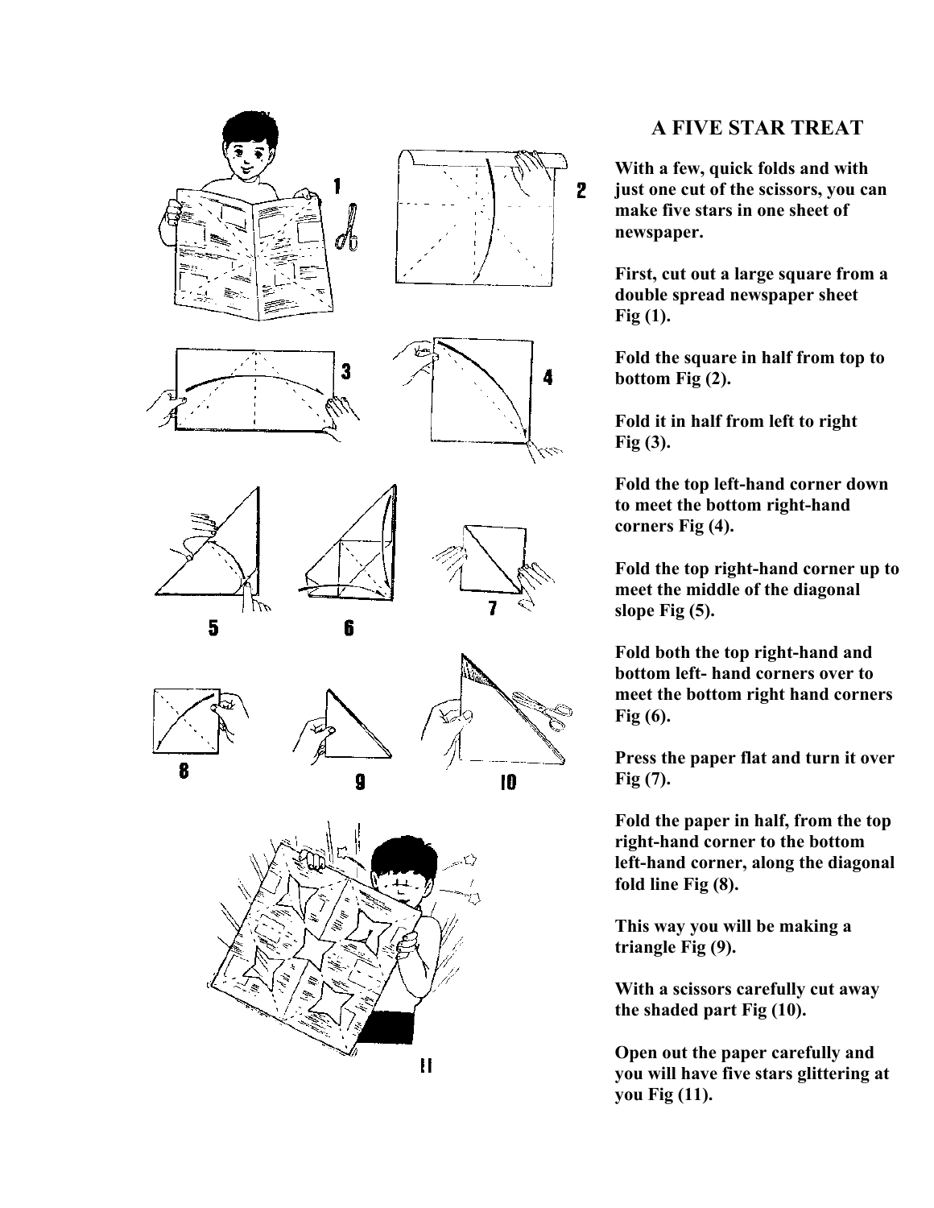## A FIVE STAR TREAT

**With a few, quick folds and with just one cut of the scissors, you can make five stars in one sheet of newspaper.**

**First, cut out a large square from a double spread newspaper sheet Fig (1).**

**Fold the square in half from top to bottom Fig (2).**

**Fold it in half from left to right Fig (3).**

**Fold the top left-hand corner down to meet the bottom right-hand corners Fig (4).**

**Fold the top right-hand corner up to meet the middle of the diagonal slope Fig (5).**

**Fold both the top right-hand and bottom left- hand corners over to meet the bottom right hand corners Fig (6).**

**Press the paper flat and turn it over Fig (7).**

**Fold the paper in half, from the top right-hand corner to the bottom left-hand corner, along the diagonal fold line Fig (8).**

**This way you will be making a triangle Fig (9).**

**With a scissors carefully cut away the shaded part Fig (10).**

**Open out the paper carefully and you will have five stars glittering at you Fig (11).**